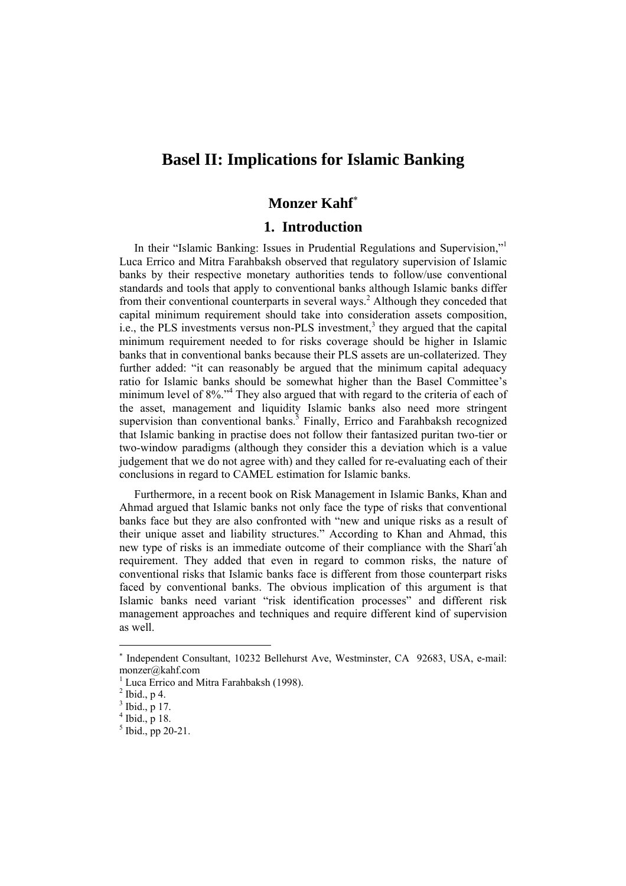# Basel II: Implications for Islamic Banking

## Monzer Kahf[*]

## 1. Introduction

In their "Islamic Banking: Issues in Prudential Regulations and Supervision,"[1] Luca Errico and Mitra Farahbaksh observed that regulatory supervision of Islamic banks by their respective monetary authorities tends to follow/use conventional standards and tools that apply to conventional banks although Islamic banks differ from their conventional counterparts in several ways.[2] Although they conceded that capital minimum requirement should take into consideration assets composition, i.e., the PLS investments versus non-PLS investment,[3] they argued that the capital minimum requirement needed to for risks coverage should be higher in Islamic banks that in conventional banks because their PLS assets are un-collaterized. They further added: "it can reasonably be argued that the minimum capital adequacy ratio for Islamic banks should be somewhat higher than the Basel Committee's minimum level of 8%."[4] They also argued that with regard to the criteria of each of the asset, management and liquidity Islamic banks also need more stringent supervision than conventional banks.[5] Finally, Errico and Farahbaksh recognized that Islamic banking in practise does not follow their fantasized puritan two-tier or two-window paradigms (although they consider this a deviation which is a value judgement that we do not agree with) and they called for re-evaluating each of their conclusions in regard to CAMEL estimation for Islamic banks.

Furthermore, in a recent book on Risk Management in Islamic Banks, Khan and Ahmad argued that Islamic banks not only face the type of risks that conventional banks face but they are also confronted with "new and unique risks as a result of their unique asset and liability structures." According to Khan and Ahmad, this new type of risks is an immediate outcome of their compliance with the Sharīʿah requirement. They added that even in regard to common risks, the nature of conventional risks that Islamic banks face is different from those counterpart risks faced by conventional banks. The obvious implication of this argument is that Islamic banks need variant "risk identification processes" and different risk management approaches and techniques and require different kind of supervision as well.

---

[*] Independent Consultant, 10232 Bellehurst Ave, Westminster, CA 92683, USA, e-mail: monzer@kahf.com

[1] Luca Errico and Mitra Farahbaksh (1998).

[2] Ibid., p 4.

[3] Ibid., p 17.

[4] Ibid., p 18.

[5] Ibid., pp 20-21.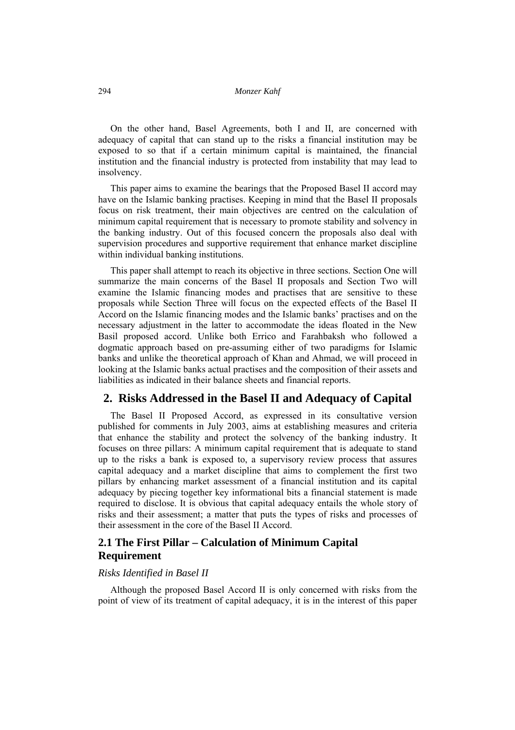On the other hand, Basel Agreements, both I and II, are concerned with adequacy of capital that can stand up to the risks a financial institution may be exposed to so that if a certain minimum capital is maintained, the financial institution and the financial industry is protected from instability that may lead to insolvency.

This paper aims to examine the bearings that the Proposed Basel II accord may have on the Islamic banking practises. Keeping in mind that the Basel II proposals focus on risk treatment, their main objectives are centred on the calculation of minimum capital requirement that is necessary to promote stability and solvency in the banking industry. Out of this focused concern the proposals also deal with supervision procedures and supportive requirement that enhance market discipline within individual banking institutions.

This paper shall attempt to reach its objective in three sections. Section One will summarize the main concerns of the Basel II proposals and Section Two will examine the Islamic financing modes and practises that are sensitive to these proposals while Section Three will focus on the expected effects of the Basel II Accord on the Islamic financing modes and the Islamic banks' practises and on the necessary adjustment in the latter to accommodate the ideas floated in the New Basil proposed accord. Unlike both Errico and Farahbaksh who followed a dogmatic approach based on pre-assuming either of two paradigms for Islamic banks and unlike the theoretical approach of Khan and Ahmad, we will proceed in looking at the Islamic banks actual practises and the composition of their assets and liabilities as indicated in their balance sheets and financial reports.

## 2. Risks Addressed in the Basel II and Adequacy of Capital

The Basel II Proposed Accord, as expressed in its consultative version published for comments in July 2003, aims at establishing measures and criteria that enhance the stability and protect the solvency of the banking industry. It focuses on three pillars: A minimum capital requirement that is adequate to stand up to the risks a bank is exposed to, a supervisory review process that assures capital adequacy and a market discipline that aims to complement the first two pillars by enhancing market assessment of a financial institution and its capital adequacy by piecing together key informational bits a financial statement is made required to disclose. It is obvious that capital adequacy entails the whole story of risks and their assessment; a matter that puts the types of risks and processes of their assessment in the core of the Basel II Accord.

### 2.1 The First Pillar – Calculation of Minimum Capital Requirement

*Risks Identified in Basel II*

Although the proposed Basel Accord II is only concerned with risks from the point of view of its treatment of capital adequacy, it is in the interest of this paper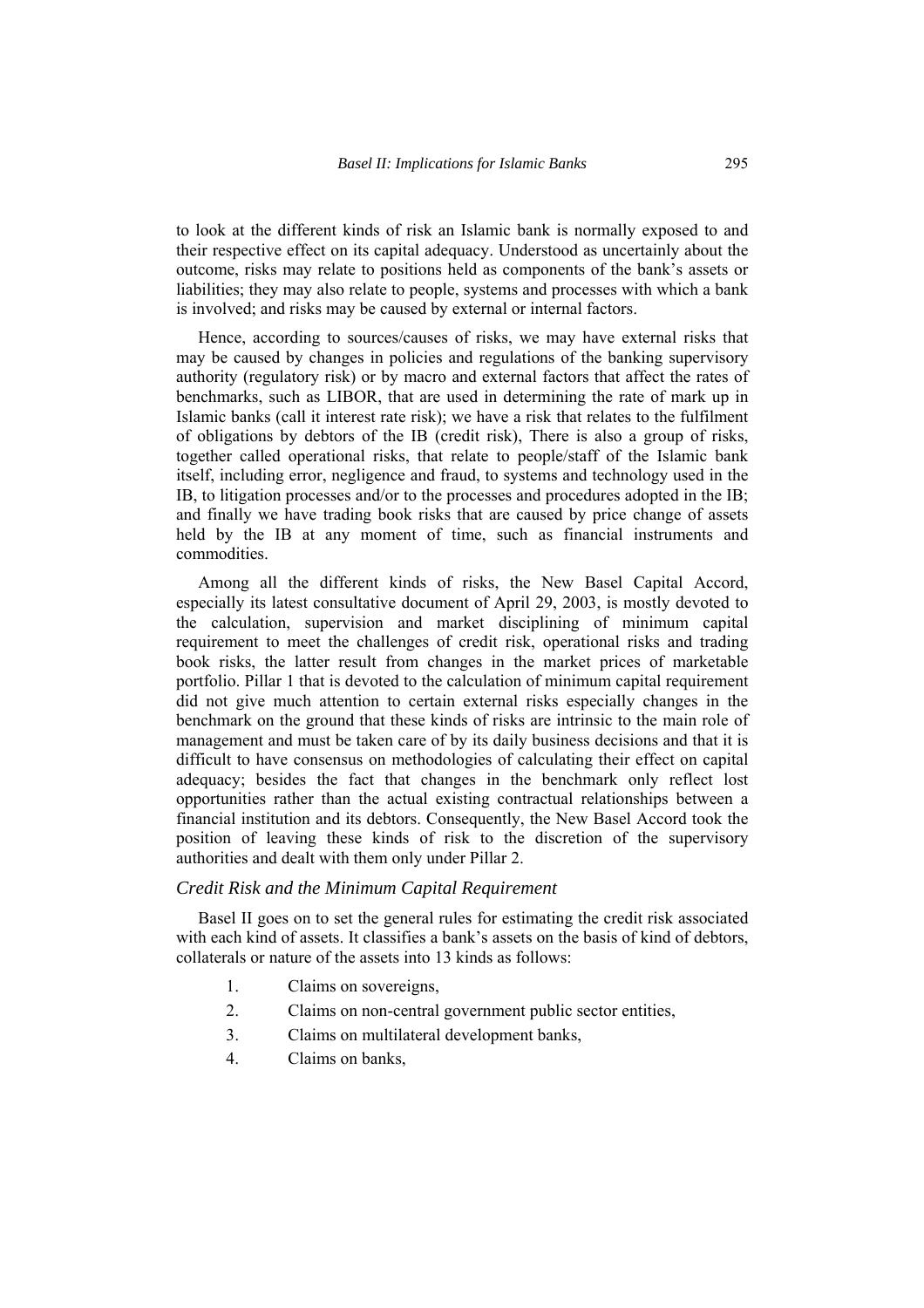to look at the different kinds of risk an Islamic bank is normally exposed to and their respective effect on its capital adequacy. Understood as uncertainly about the outcome, risks may relate to positions held as components of the bank's assets or liabilities; they may also relate to people, systems and processes with which a bank is involved; and risks may be caused by external or internal factors.

Hence, according to sources/causes of risks, we may have external risks that may be caused by changes in policies and regulations of the banking supervisory authority (regulatory risk) or by macro and external factors that affect the rates of benchmarks, such as LIBOR, that are used in determining the rate of mark up in Islamic banks (call it interest rate risk); we have a risk that relates to the fulfilment of obligations by debtors of the IB (credit risk), There is also a group of risks, together called operational risks, that relate to people/staff of the Islamic bank itself, including error, negligence and fraud, to systems and technology used in the IB, to litigation processes and/or to the processes and procedures adopted in the IB; and finally we have trading book risks that are caused by price change of assets held by the IB at any moment of time, such as financial instruments and commodities.

Among all the different kinds of risks, the New Basel Capital Accord, especially its latest consultative document of April 29, 2003, is mostly devoted to the calculation, supervision and market disciplining of minimum capital requirement to meet the challenges of credit risk, operational risks and trading book risks, the latter result from changes in the market prices of marketable portfolio. Pillar 1 that is devoted to the calculation of minimum capital requirement did not give much attention to certain external risks especially changes in the benchmark on the ground that these kinds of risks are intrinsic to the main role of management and must be taken care of by its daily business decisions and that it is difficult to have consensus on methodologies of calculating their effect on capital adequacy; besides the fact that changes in the benchmark only reflect lost opportunities rather than the actual existing contractual relationships between a financial institution and its debtors. Consequently, the New Basel Accord took the position of leaving these kinds of risk to the discretion of the supervisory authorities and dealt with them only under Pillar 2.

### *Credit Risk and the Minimum Capital Requirement*

Basel II goes on to set the general rules for estimating the credit risk associated with each kind of assets. It classifies a bank's assets on the basis of kind of debtors, collaterals or nature of the assets into 13 kinds as follows:

1. Claims on sovereigns,
2. Claims on non-central government public sector entities,
3. Claims on multilateral development banks,
4. Claims on banks,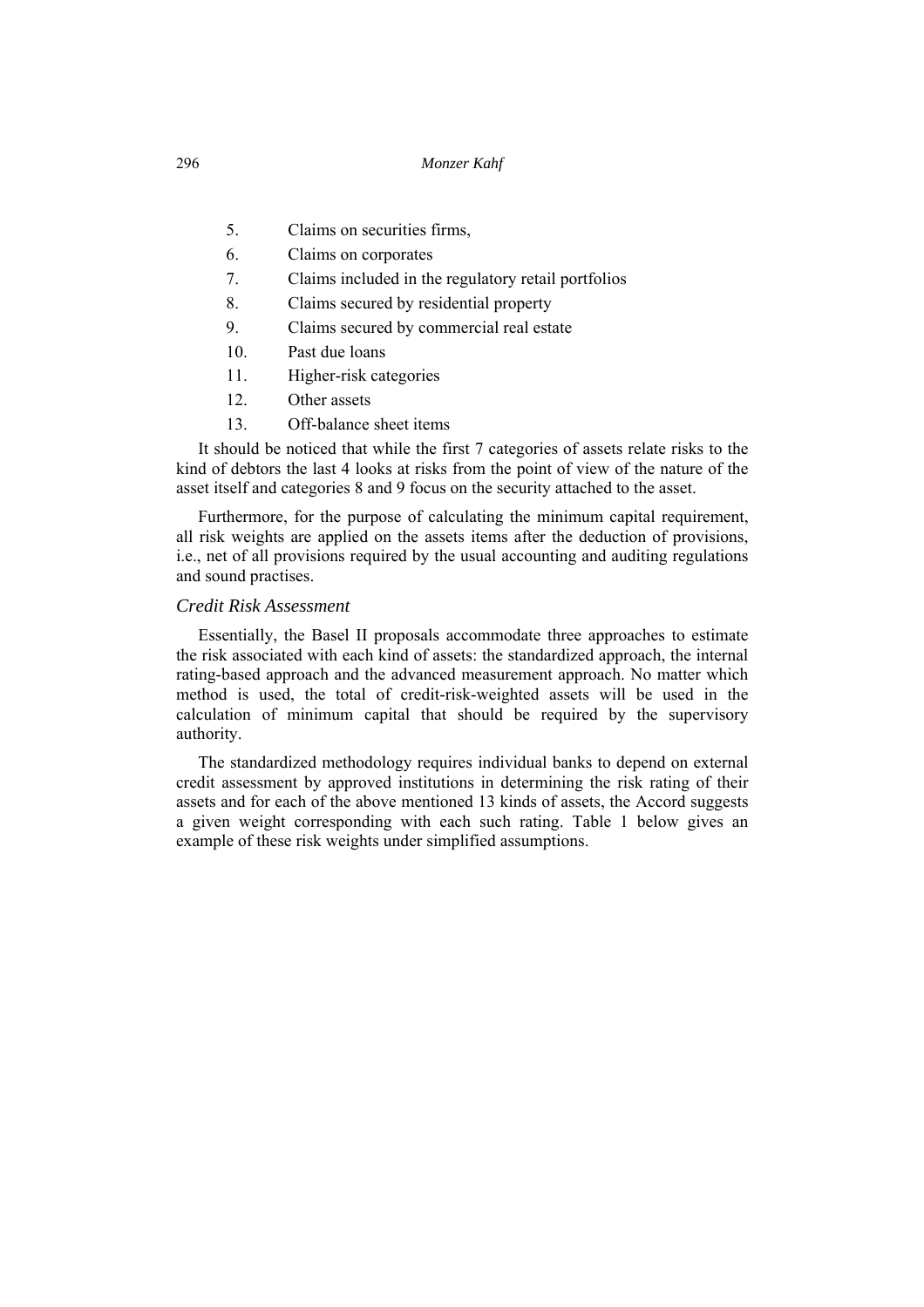5. Claims on securities firms,
6. Claims on corporates
7. Claims included in the regulatory retail portfolios
8. Claims secured by residential property
9. Claims secured by commercial real estate
10. Past due loans
11. Higher-risk categories
12. Other assets
13. Off-balance sheet items

It should be noticed that while the first 7 categories of assets relate risks to the kind of debtors the last 4 looks at risks from the point of view of the nature of the asset itself and categories 8 and 9 focus on the security attached to the asset.

Furthermore, for the purpose of calculating the minimum capital requirement, all risk weights are applied on the assets items after the deduction of provisions, i.e., net of all provisions required by the usual accounting and auditing regulations and sound practises.

### *Credit Risk Assessment*

Essentially, the Basel II proposals accommodate three approaches to estimate the risk associated with each kind of assets: the standardized approach, the internal rating-based approach and the advanced measurement approach. No matter which method is used, the total of credit-risk-weighted assets will be used in the calculation of minimum capital that should be required by the supervisory authority.

The standardized methodology requires individual banks to depend on external credit assessment by approved institutions in determining the risk rating of their assets and for each of the above mentioned 13 kinds of assets, the Accord suggests a given weight corresponding with each such rating. Table 1 below gives an example of these risk weights under simplified assumptions.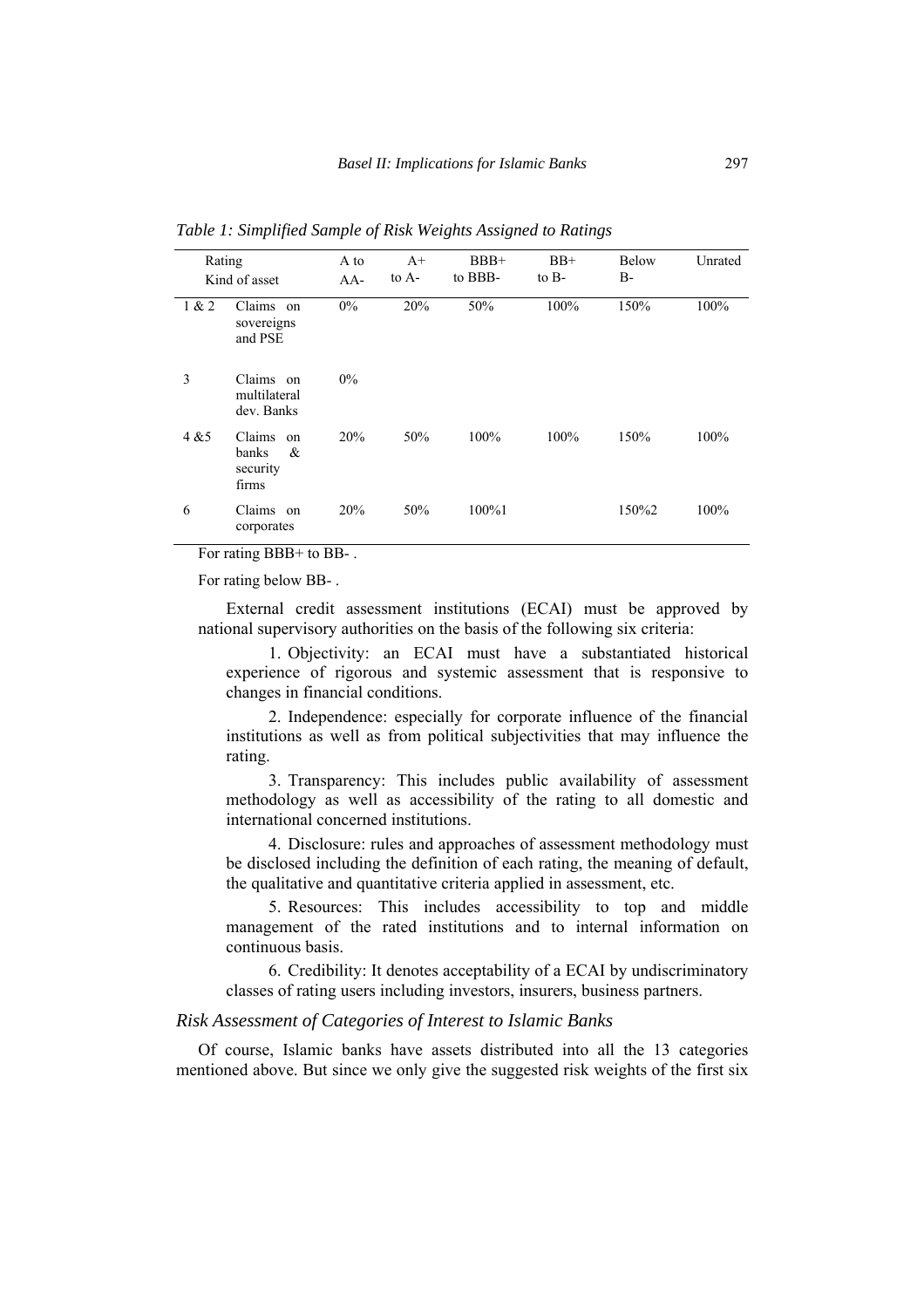*Table 1: Simplified Sample of Risk Weights Assigned to Ratings*

| Rating | Kind of asset | A to AA- | A+ to A- | BBB+ to BBB- | BB+ to B- | Below B- | Unrated |
|---|---|---|---|---|---|---|---|
| 1 & 2 | Claims on sovereigns and PSE | 0% | 20% | 50% | 100% | 150% | 100% |
| 3 | Claims on multilateral dev. Banks | 0% | | | | | |
| 4 &5 | Claims on banks & security firms | 20% | 50% | 100% | 100% | 150% | 100% |
| 6 | Claims on corporates | 20% | 50% | 100%1 | | 150%2 | 100% |

For rating BBB+ to BB- .

For rating below BB- .

External credit assessment institutions (ECAI) must be approved by national supervisory authorities on the basis of the following six criteria:

1. Objectivity: an ECAI must have a substantiated historical experience of rigorous and systemic assessment that is responsive to changes in financial conditions.

2. Independence: especially for corporate influence of the financial institutions as well as from political subjectivities that may influence the rating.

3. Transparency: This includes public availability of assessment methodology as well as accessibility of the rating to all domestic and international concerned institutions.

4. Disclosure: rules and approaches of assessment methodology must be disclosed including the definition of each rating, the meaning of default, the qualitative and quantitative criteria applied in assessment, etc.

5. Resources: This includes accessibility to top and middle management of the rated institutions and to internal information on continuous basis.

6. Credibility: It denotes acceptability of a ECAI by undiscriminatory classes of rating users including investors, insurers, business partners.

### *Risk Assessment of Categories of Interest to Islamic Banks*

Of course, Islamic banks have assets distributed into all the 13 categories mentioned above. But since we only give the suggested risk weights of the first six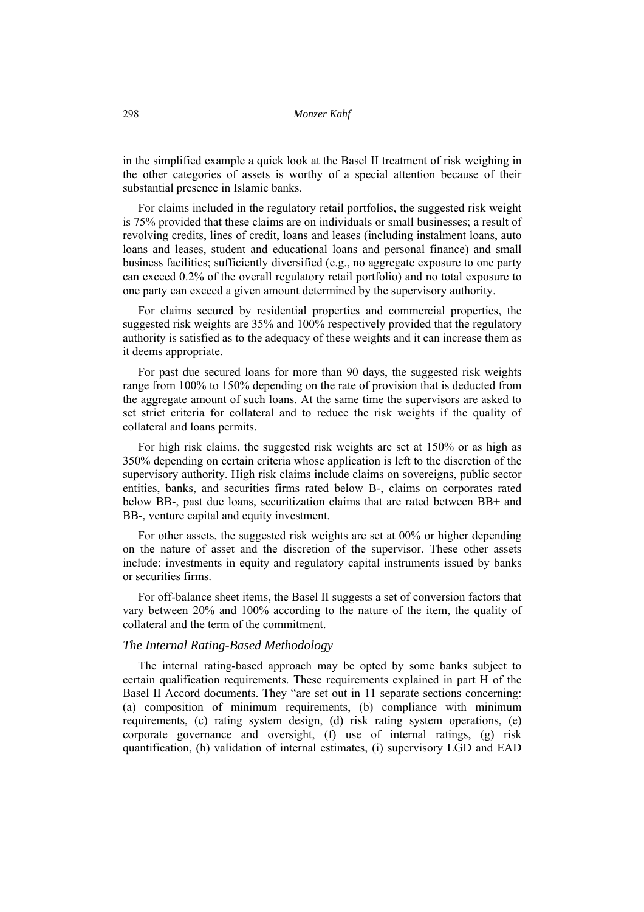in the simplified example a quick look at the Basel II treatment of risk weighing in the other categories of assets is worthy of a special attention because of their substantial presence in Islamic banks.

For claims included in the regulatory retail portfolios, the suggested risk weight is 75% provided that these claims are on individuals or small businesses; a result of revolving credits, lines of credit, loans and leases (including instalment loans, auto loans and leases, student and educational loans and personal finance) and small business facilities; sufficiently diversified (e.g., no aggregate exposure to one party can exceed 0.2% of the overall regulatory retail portfolio) and no total exposure to one party can exceed a given amount determined by the supervisory authority.

For claims secured by residential properties and commercial properties, the suggested risk weights are 35% and 100% respectively provided that the regulatory authority is satisfied as to the adequacy of these weights and it can increase them as it deems appropriate.

For past due secured loans for more than 90 days, the suggested risk weights range from 100% to 150% depending on the rate of provision that is deducted from the aggregate amount of such loans. At the same time the supervisors are asked to set strict criteria for collateral and to reduce the risk weights if the quality of collateral and loans permits.

For high risk claims, the suggested risk weights are set at 150% or as high as 350% depending on certain criteria whose application is left to the discretion of the supervisory authority. High risk claims include claims on sovereigns, public sector entities, banks, and securities firms rated below B-, claims on corporates rated below BB-, past due loans, securitization claims that are rated between BB+ and BB-, venture capital and equity investment.

For other assets, the suggested risk weights are set at 00% or higher depending on the nature of asset and the discretion of the supervisor. These other assets include: investments in equity and regulatory capital instruments issued by banks or securities firms.

For off-balance sheet items, the Basel II suggests a set of conversion factors that vary between 20% and 100% according to the nature of the item, the quality of collateral and the term of the commitment.

### *The Internal Rating-Based Methodology*

The internal rating-based approach may be opted by some banks subject to certain qualification requirements. These requirements explained in part H of the Basel II Accord documents. They "are set out in 11 separate sections concerning: (a) composition of minimum requirements, (b) compliance with minimum requirements, (c) rating system design, (d) risk rating system operations, (e) corporate governance and oversight, (f) use of internal ratings, (g) risk quantification, (h) validation of internal estimates, (i) supervisory LGD and EAD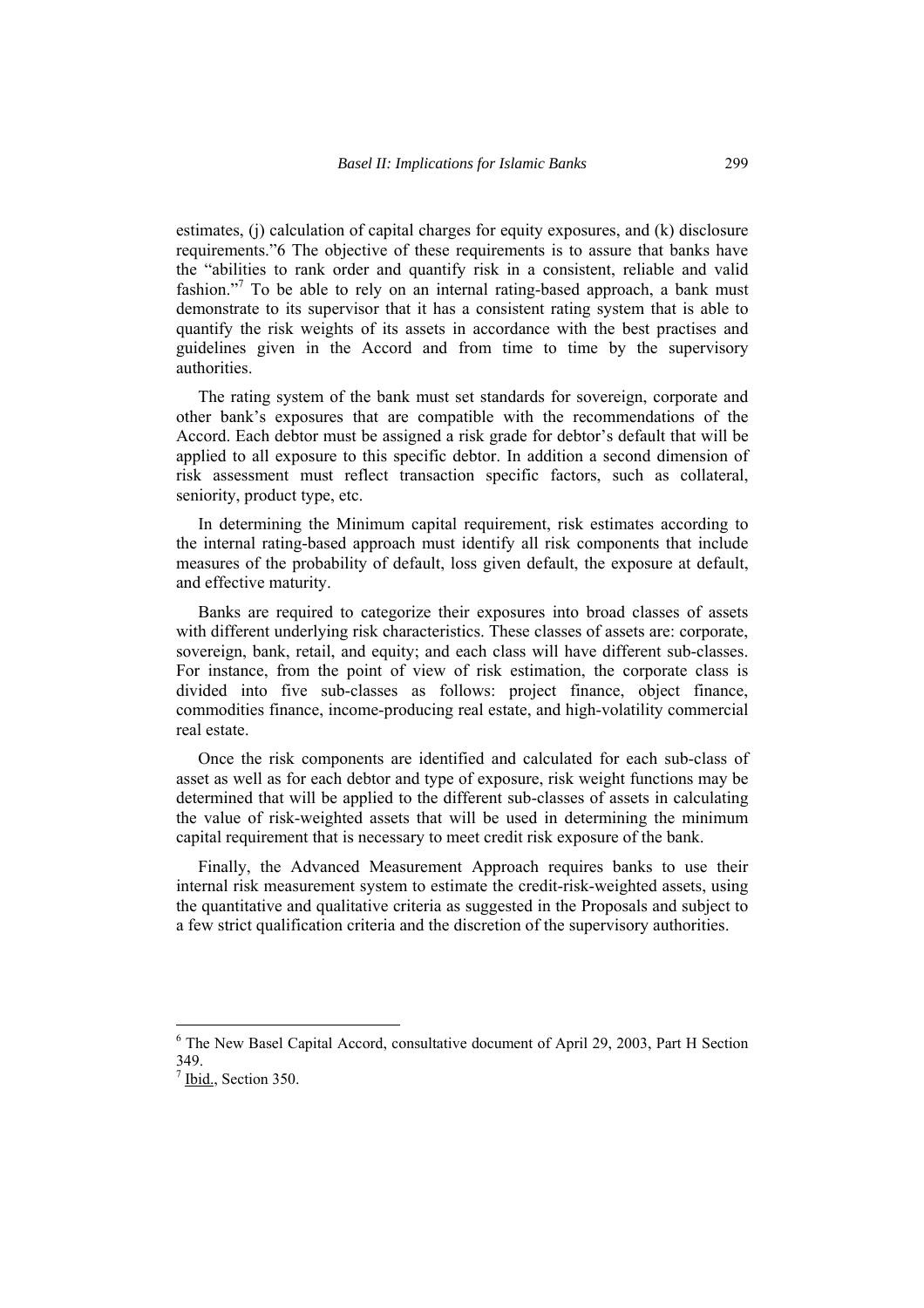estimates, (j) calculation of capital charges for equity exposures, and (k) disclosure requirements."6 The objective of these requirements is to assure that banks have the "abilities to rank order and quantify risk in a consistent, reliable and valid fashion."[7] To be able to rely on an internal rating-based approach, a bank must demonstrate to its supervisor that it has a consistent rating system that is able to quantify the risk weights of its assets in accordance with the best practises and guidelines given in the Accord and from time to time by the supervisory authorities.

The rating system of the bank must set standards for sovereign, corporate and other bank's exposures that are compatible with the recommendations of the Accord. Each debtor must be assigned a risk grade for debtor's default that will be applied to all exposure to this specific debtor. In addition a second dimension of risk assessment must reflect transaction specific factors, such as collateral, seniority, product type, etc.

In determining the Minimum capital requirement, risk estimates according to the internal rating-based approach must identify all risk components that include measures of the probability of default, loss given default, the exposure at default, and effective maturity.

Banks are required to categorize their exposures into broad classes of assets with different underlying risk characteristics. These classes of assets are: corporate, sovereign, bank, retail, and equity; and each class will have different sub-classes. For instance, from the point of view of risk estimation, the corporate class is divided into five sub-classes as follows: project finance, object finance, commodities finance, income-producing real estate, and high-volatility commercial real estate.

Once the risk components are identified and calculated for each sub-class of asset as well as for each debtor and type of exposure, risk weight functions may be determined that will be applied to the different sub-classes of assets in calculating the value of risk-weighted assets that will be used in determining the minimum capital requirement that is necessary to meet credit risk exposure of the bank.

Finally, the Advanced Measurement Approach requires banks to use their internal risk measurement system to estimate the credit-risk-weighted assets, using the quantitative and qualitative criteria as suggested in the Proposals and subject to a few strict qualification criteria and the discretion of the supervisory authorities.

---

[6] The New Basel Capital Accord, consultative document of April 29, 2003, Part H Section 349.

[7] Ibid., Section 350.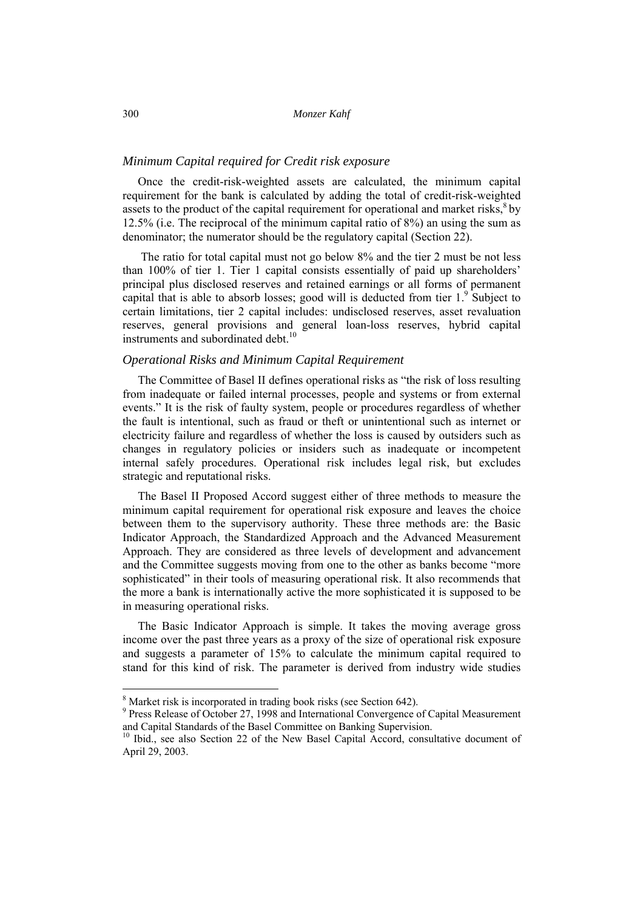### *Minimum Capital required for Credit risk exposure*

Once the credit-risk-weighted assets are calculated, the minimum capital requirement for the bank is calculated by adding the total of credit-risk-weighted assets to the product of the capital requirement for operational and market risks,[8] by 12.5% (i.e. The reciprocal of the minimum capital ratio of 8%) an using the sum as denominator; the numerator should be the regulatory capital (Section 22).

The ratio for total capital must not go below 8% and the tier 2 must be not less than 100% of tier 1. Tier 1 capital consists essentially of paid up shareholders' principal plus disclosed reserves and retained earnings or all forms of permanent capital that is able to absorb losses; good will is deducted from tier 1.[9] Subject to certain limitations, tier 2 capital includes: undisclosed reserves, asset revaluation reserves, general provisions and general loan-loss reserves, hybrid capital instruments and subordinated debt.[10]

### *Operational Risks and Minimum Capital Requirement*

The Committee of Basel II defines operational risks as "the risk of loss resulting from inadequate or failed internal processes, people and systems or from external events." It is the risk of faulty system, people or procedures regardless of whether the fault is intentional, such as fraud or theft or unintentional such as internet or electricity failure and regardless of whether the loss is caused by outsiders such as changes in regulatory policies or insiders such as inadequate or incompetent internal safely procedures. Operational risk includes legal risk, but excludes strategic and reputational risks.

The Basel II Proposed Accord suggest either of three methods to measure the minimum capital requirement for operational risk exposure and leaves the choice between them to the supervisory authority. These three methods are: the Basic Indicator Approach, the Standardized Approach and the Advanced Measurement Approach. They are considered as three levels of development and advancement and the Committee suggests moving from one to the other as banks become "more sophisticated" in their tools of measuring operational risk. It also recommends that the more a bank is internationally active the more sophisticated it is supposed to be in measuring operational risks.

The Basic Indicator Approach is simple. It takes the moving average gross income over the past three years as a proxy of the size of operational risk exposure and suggests a parameter of 15% to calculate the minimum capital required to stand for this kind of risk. The parameter is derived from industry wide studies

---

[8] Market risk is incorporated in trading book risks (see Section 642).

[9] Press Release of October 27, 1998 and International Convergence of Capital Measurement and Capital Standards of the Basel Committee on Banking Supervision.

[10] Ibid., see also Section 22 of the New Basel Capital Accord, consultative document of April 29, 2003.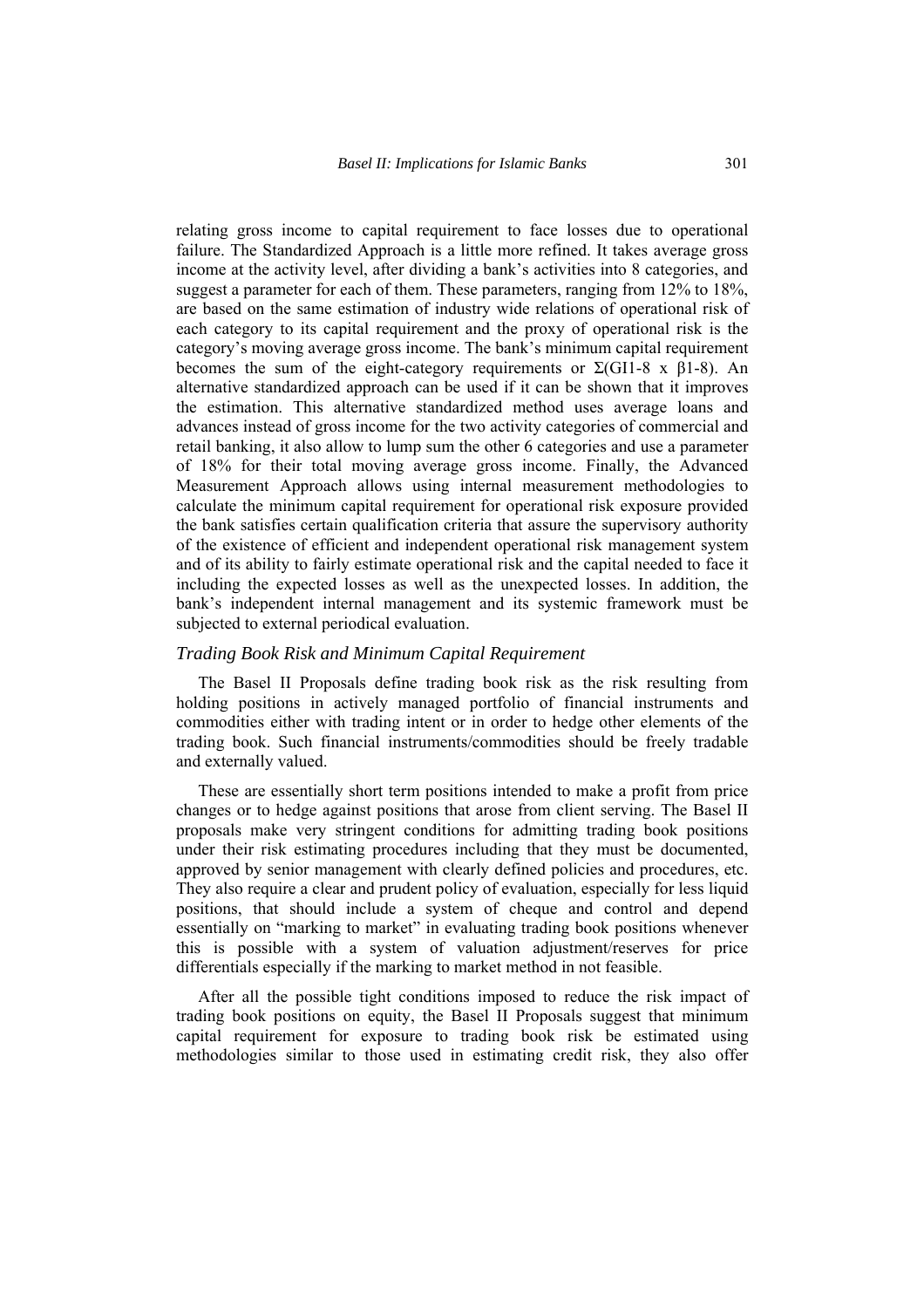relating gross income to capital requirement to face losses due to operational failure. The Standardized Approach is a little more refined. It takes average gross income at the activity level, after dividing a bank's activities into 8 categories, and suggest a parameter for each of them. These parameters, ranging from 12% to 18%, are based on the same estimation of industry wide relations of operational risk of each category to its capital requirement and the proxy of operational risk is the category's moving average gross income. The bank's minimum capital requirement becomes the sum of the eight-category requirements or $\Sigma(\text{GI1-8} \times \beta\text{1-8})$. An alternative standardized approach can be used if it can be shown that it improves the estimation. This alternative standardized method uses average loans and advances instead of gross income for the two activity categories of commercial and retail banking, it also allow to lump sum the other 6 categories and use a parameter of 18% for their total moving average gross income. Finally, the Advanced Measurement Approach allows using internal measurement methodologies to calculate the minimum capital requirement for operational risk exposure provided the bank satisfies certain qualification criteria that assure the supervisory authority of the existence of efficient and independent operational risk management system and of its ability to fairly estimate operational risk and the capital needed to face it including the expected losses as well as the unexpected losses. In addition, the bank's independent internal management and its systemic framework must be subjected to external periodical evaluation.

### *Trading Book Risk and Minimum Capital Requirement*

The Basel II Proposals define trading book risk as the risk resulting from holding positions in actively managed portfolio of financial instruments and commodities either with trading intent or in order to hedge other elements of the trading book. Such financial instruments/commodities should be freely tradable and externally valued.

These are essentially short term positions intended to make a profit from price changes or to hedge against positions that arose from client serving. The Basel II proposals make very stringent conditions for admitting trading book positions under their risk estimating procedures including that they must be documented, approved by senior management with clearly defined policies and procedures, etc. They also require a clear and prudent policy of evaluation, especially for less liquid positions, that should include a system of cheque and control and depend essentially on "marking to market" in evaluating trading book positions whenever this is possible with a system of valuation adjustment/reserves for price differentials especially if the marking to market method in not feasible.

After all the possible tight conditions imposed to reduce the risk impact of trading book positions on equity, the Basel II Proposals suggest that minimum capital requirement for exposure to trading book risk be estimated using methodologies similar to those used in estimating credit risk, they also offer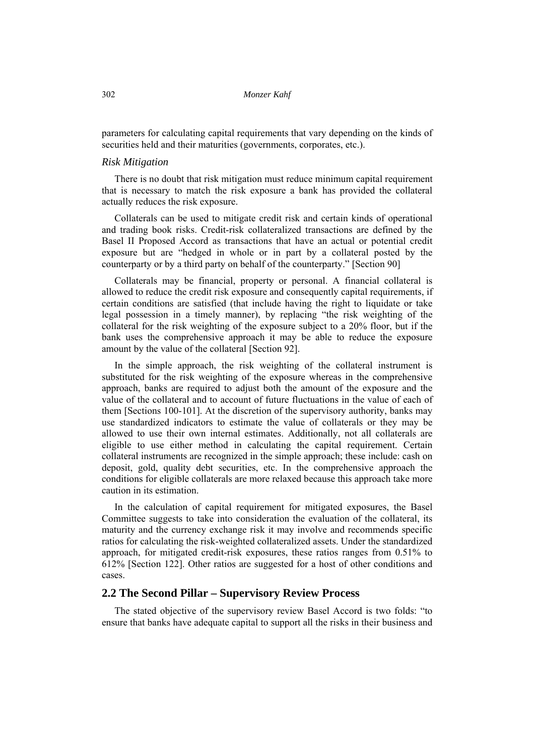parameters for calculating capital requirements that vary depending on the kinds of securities held and their maturities (governments, corporates, etc.).

*Risk Mitigation*

There is no doubt that risk mitigation must reduce minimum capital requirement that is necessary to match the risk exposure a bank has provided the collateral actually reduces the risk exposure.

Collaterals can be used to mitigate credit risk and certain kinds of operational and trading book risks. Credit-risk collateralized transactions are defined by the Basel II Proposed Accord as transactions that have an actual or potential credit exposure but are "hedged in whole or in part by a collateral posted by the counterparty or by a third party on behalf of the counterparty." [Section 90]

Collaterals may be financial, property or personal. A financial collateral is allowed to reduce the credit risk exposure and consequently capital requirements, if certain conditions are satisfied (that include having the right to liquidate or take legal possession in a timely manner), by replacing "the risk weighting of the collateral for the risk weighting of the exposure subject to a 20% floor, but if the bank uses the comprehensive approach it may be able to reduce the exposure amount by the value of the collateral [Section 92].

In the simple approach, the risk weighting of the collateral instrument is substituted for the risk weighting of the exposure whereas in the comprehensive approach, banks are required to adjust both the amount of the exposure and the value of the collateral and to account of future fluctuations in the value of each of them [Sections 100-101]. At the discretion of the supervisory authority, banks may use standardized indicators to estimate the value of collaterals or they may be allowed to use their own internal estimates. Additionally, not all collaterals are eligible to use either method in calculating the capital requirement. Certain collateral instruments are recognized in the simple approach; these include: cash on deposit, gold, quality debt securities, etc. In the comprehensive approach the conditions for eligible collaterals are more relaxed because this approach take more caution in its estimation.

In the calculation of capital requirement for mitigated exposures, the Basel Committee suggests to take into consideration the evaluation of the collateral, its maturity and the currency exchange risk it may involve and recommends specific ratios for calculating the risk-weighted collateralized assets. Under the standardized approach, for mitigated credit-risk exposures, these ratios ranges from 0.51% to 612% [Section 122]. Other ratios are suggested for a host of other conditions and cases.

## 2.2 The Second Pillar – Supervisory Review Process

The stated objective of the supervisory review Basel Accord is two folds: "to ensure that banks have adequate capital to support all the risks in their business and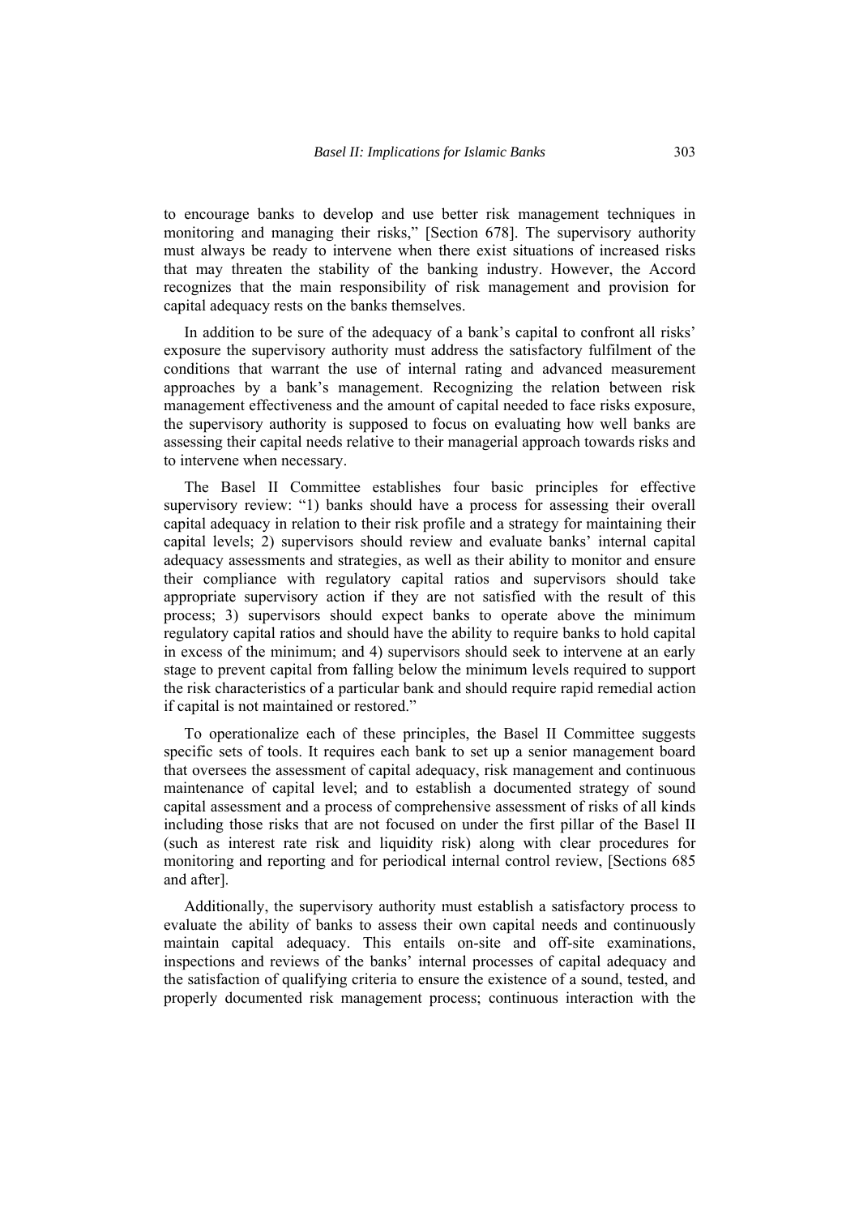to encourage banks to develop and use better risk management techniques in monitoring and managing their risks," [Section 678]. The supervisory authority must always be ready to intervene when there exist situations of increased risks that may threaten the stability of the banking industry. However, the Accord recognizes that the main responsibility of risk management and provision for capital adequacy rests on the banks themselves.

In addition to be sure of the adequacy of a bank's capital to confront all risks' exposure the supervisory authority must address the satisfactory fulfilment of the conditions that warrant the use of internal rating and advanced measurement approaches by a bank's management. Recognizing the relation between risk management effectiveness and the amount of capital needed to face risks exposure, the supervisory authority is supposed to focus on evaluating how well banks are assessing their capital needs relative to their managerial approach towards risks and to intervene when necessary.

The Basel II Committee establishes four basic principles for effective supervisory review: "1) banks should have a process for assessing their overall capital adequacy in relation to their risk profile and a strategy for maintaining their capital levels; 2) supervisors should review and evaluate banks' internal capital adequacy assessments and strategies, as well as their ability to monitor and ensure their compliance with regulatory capital ratios and supervisors should take appropriate supervisory action if they are not satisfied with the result of this process; 3) supervisors should expect banks to operate above the minimum regulatory capital ratios and should have the ability to require banks to hold capital in excess of the minimum; and 4) supervisors should seek to intervene at an early stage to prevent capital from falling below the minimum levels required to support the risk characteristics of a particular bank and should require rapid remedial action if capital is not maintained or restored."

To operationalize each of these principles, the Basel II Committee suggests specific sets of tools. It requires each bank to set up a senior management board that oversees the assessment of capital adequacy, risk management and continuous maintenance of capital level; and to establish a documented strategy of sound capital assessment and a process of comprehensive assessment of risks of all kinds including those risks that are not focused on under the first pillar of the Basel II (such as interest rate risk and liquidity risk) along with clear procedures for monitoring and reporting and for periodical internal control review, [Sections 685 and after].

Additionally, the supervisory authority must establish a satisfactory process to evaluate the ability of banks to assess their own capital needs and continuously maintain capital adequacy. This entails on-site and off-site examinations, inspections and reviews of the banks' internal processes of capital adequacy and the satisfaction of qualifying criteria to ensure the existence of a sound, tested, and properly documented risk management process; continuous interaction with the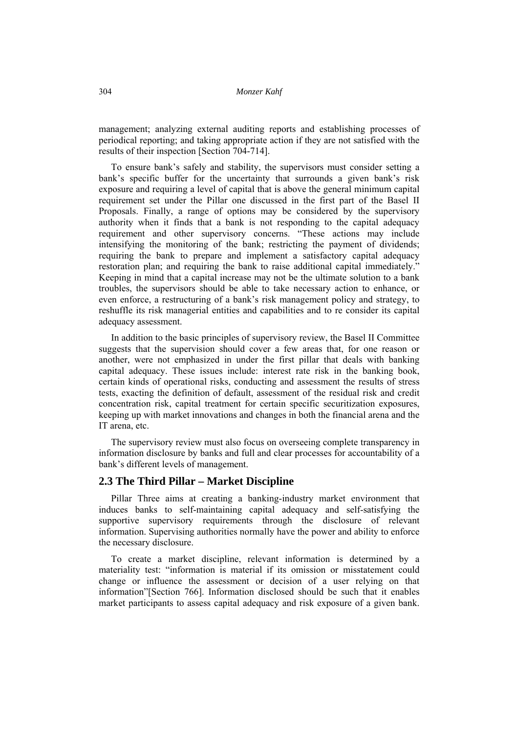management; analyzing external auditing reports and establishing processes of periodical reporting; and taking appropriate action if they are not satisfied with the results of their inspection [Section 704-714].

To ensure bank's safely and stability, the supervisors must consider setting a bank's specific buffer for the uncertainty that surrounds a given bank's risk exposure and requiring a level of capital that is above the general minimum capital requirement set under the Pillar one discussed in the first part of the Basel II Proposals. Finally, a range of options may be considered by the supervisory authority when it finds that a bank is not responding to the capital adequacy requirement and other supervisory concerns. "These actions may include intensifying the monitoring of the bank; restricting the payment of dividends; requiring the bank to prepare and implement a satisfactory capital adequacy restoration plan; and requiring the bank to raise additional capital immediately." Keeping in mind that a capital increase may not be the ultimate solution to a bank troubles, the supervisors should be able to take necessary action to enhance, or even enforce, a restructuring of a bank's risk management policy and strategy, to reshuffle its risk managerial entities and capabilities and to re consider its capital adequacy assessment.

In addition to the basic principles of supervisory review, the Basel II Committee suggests that the supervision should cover a few areas that, for one reason or another, were not emphasized in under the first pillar that deals with banking capital adequacy. These issues include: interest rate risk in the banking book, certain kinds of operational risks, conducting and assessment the results of stress tests, exacting the definition of default, assessment of the residual risk and credit concentration risk, capital treatment for certain specific securitization exposures, keeping up with market innovations and changes in both the financial arena and the IT arena, etc.

The supervisory review must also focus on overseeing complete transparency in information disclosure by banks and full and clear processes for accountability of a bank's different levels of management.

## 2.3 The Third Pillar – Market Discipline

Pillar Three aims at creating a banking-industry market environment that induces banks to self-maintaining capital adequacy and self-satisfying the supportive supervisory requirements through the disclosure of relevant information. Supervising authorities normally have the power and ability to enforce the necessary disclosure.

To create a market discipline, relevant information is determined by a materiality test: "information is material if its omission or misstatement could change or influence the assessment or decision of a user relying on that information"[Section 766]. Information disclosed should be such that it enables market participants to assess capital adequacy and risk exposure of a given bank.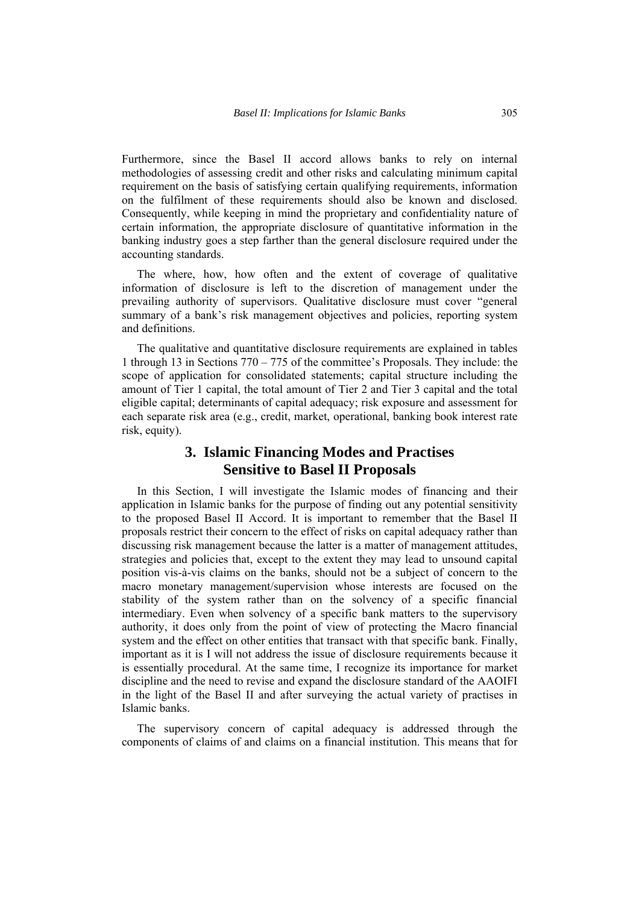Furthermore, since the Basel II accord allows banks to rely on internal methodologies of assessing credit and other risks and calculating minimum capital requirement on the basis of satisfying certain qualifying requirements, information on the fulfilment of these requirements should also be known and disclosed. Consequently, while keeping in mind the proprietary and confidentiality nature of certain information, the appropriate disclosure of quantitative information in the banking industry goes a step farther than the general disclosure required under the accounting standards.

The where, how, how often and the extent of coverage of qualitative information of disclosure is left to the discretion of management under the prevailing authority of supervisors. Qualitative disclosure must cover "general summary of a bank's risk management objectives and policies, reporting system and definitions.

The qualitative and quantitative disclosure requirements are explained in tables 1 through 13 in Sections 770 – 775 of the committee's Proposals. They include: the scope of application for consolidated statements; capital structure including the amount of Tier 1 capital, the total amount of Tier 2 and Tier 3 capital and the total eligible capital; determinants of capital adequacy; risk exposure and assessment for each separate risk area (e.g., credit, market, operational, banking book interest rate risk, equity).

## 3. Islamic Financing Modes and Practises Sensitive to Basel II Proposals

In this Section, I will investigate the Islamic modes of financing and their application in Islamic banks for the purpose of finding out any potential sensitivity to the proposed Basel II Accord. It is important to remember that the Basel II proposals restrict their concern to the effect of risks on capital adequacy rather than discussing risk management because the latter is a matter of management attitudes, strategies and policies that, except to the extent they may lead to unsound capital position vis-à-vis claims on the banks, should not be a subject of concern to the macro monetary management/supervision whose interests are focused on the stability of the system rather than on the solvency of a specific financial intermediary. Even when solvency of a specific bank matters to the supervisory authority, it does only from the point of view of protecting the Macro financial system and the effect on other entities that transact with that specific bank. Finally, important as it is I will not address the issue of disclosure requirements because it is essentially procedural. At the same time, I recognize its importance for market discipline and the need to revise and expand the disclosure standard of the AAOIFI in the light of the Basel II and after surveying the actual variety of practises in Islamic banks.

The supervisory concern of capital adequacy is addressed through the components of claims of and claims on a financial institution. This means that for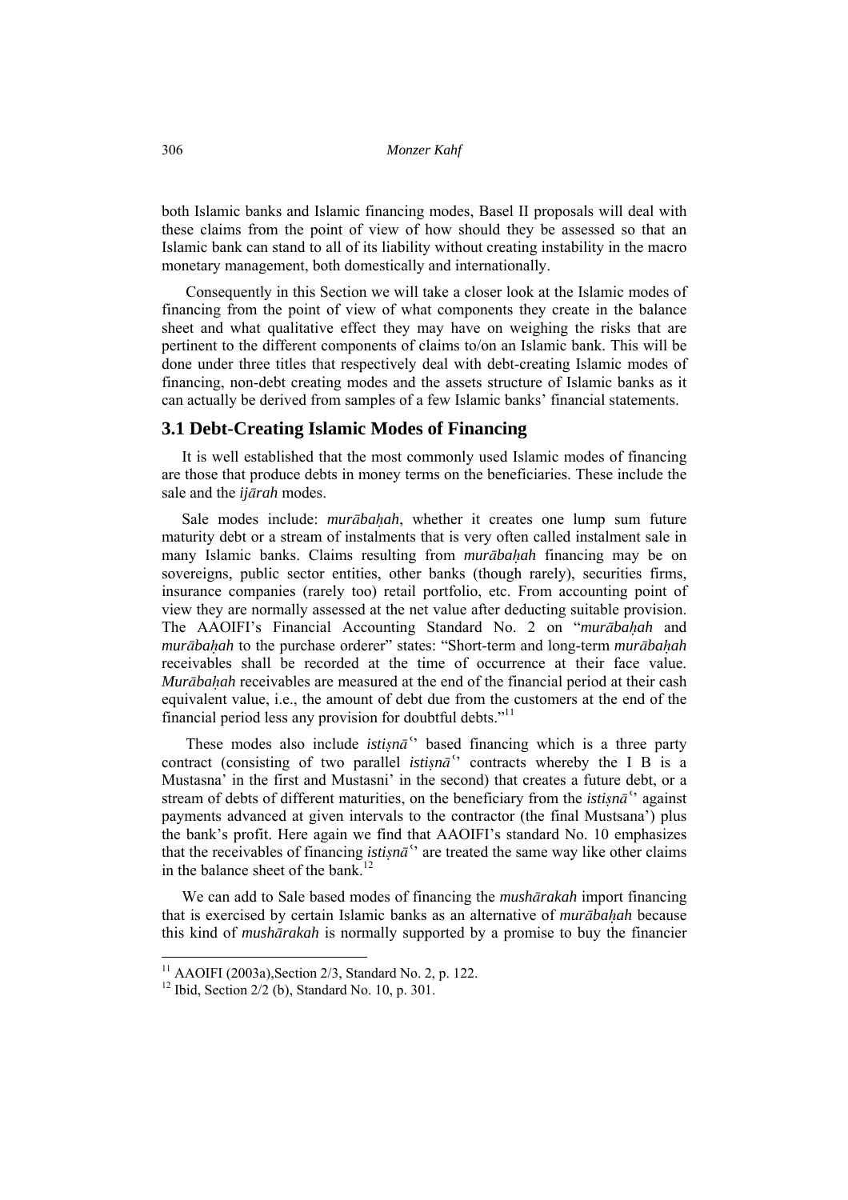both Islamic banks and Islamic financing modes, Basel II proposals will deal with these claims from the point of view of how should they be assessed so that an Islamic bank can stand to all of its liability without creating instability in the macro monetary management, both domestically and internationally.

Consequently in this Section we will take a closer look at the Islamic modes of financing from the point of view of what components they create in the balance sheet and what qualitative effect they may have on weighing the risks that are pertinent to the different components of claims to/on an Islamic bank. This will be done under three titles that respectively deal with debt-creating Islamic modes of financing, non-debt creating modes and the assets structure of Islamic banks as it can actually be derived from samples of a few Islamic banks' financial statements.

## 3.1 Debt-Creating Islamic Modes of Financing

It is well established that the most commonly used Islamic modes of financing are those that produce debts in money terms on the beneficiaries. These include the sale and the *ijārah* modes.

Sale modes include: *murābaḥah*, whether it creates one lump sum future maturity debt or a stream of instalments that is very often called instalment sale in many Islamic banks. Claims resulting from *murābaḥah* financing may be on sovereigns, public sector entities, other banks (though rarely), securities firms, insurance companies (rarely too) retail portfolio, etc. From accounting point of view they are normally assessed at the net value after deducting suitable provision. The AAOIFI's Financial Accounting Standard No. 2 on "*murābaḥah* and *murābaḥah* to the purchase orderer" states: "Short-term and long-term *murābaḥah* receivables shall be recorded at the time of occurrence at their face value. *Murābaḥah* receivables are measured at the end of the financial period at their cash equivalent value, i.e., the amount of debt due from the customers at the end of the financial period less any provision for doubtful debts."[11]

These modes also include *istiṣnā*'' based financing which is a three party contract (consisting of two parallel *istiṣnā*'' contracts whereby the I B is a Mustasna' in the first and Mustasni' in the second) that creates a future debt, or a stream of debts of different maturities, on the beneficiary from the *istiṣnā*'' against payments advanced at given intervals to the contractor (the final Mustsana') plus the bank's profit. Here again we find that AAOIFI's standard No. 10 emphasizes that the receivables of financing *istiṣnā*'' are treated the same way like other claims in the balance sheet of the bank.[12]

We can add to Sale based modes of financing the *mushārakah* import financing that is exercised by certain Islamic banks as an alternative of *murābaḥah* because this kind of *mushārakah* is normally supported by a promise to buy the financier

[11] AAOIFI (2003a),Section 2/3, Standard No. 2, p. 122.

[12] Ibid, Section 2/2 (b), Standard No. 10, p. 301.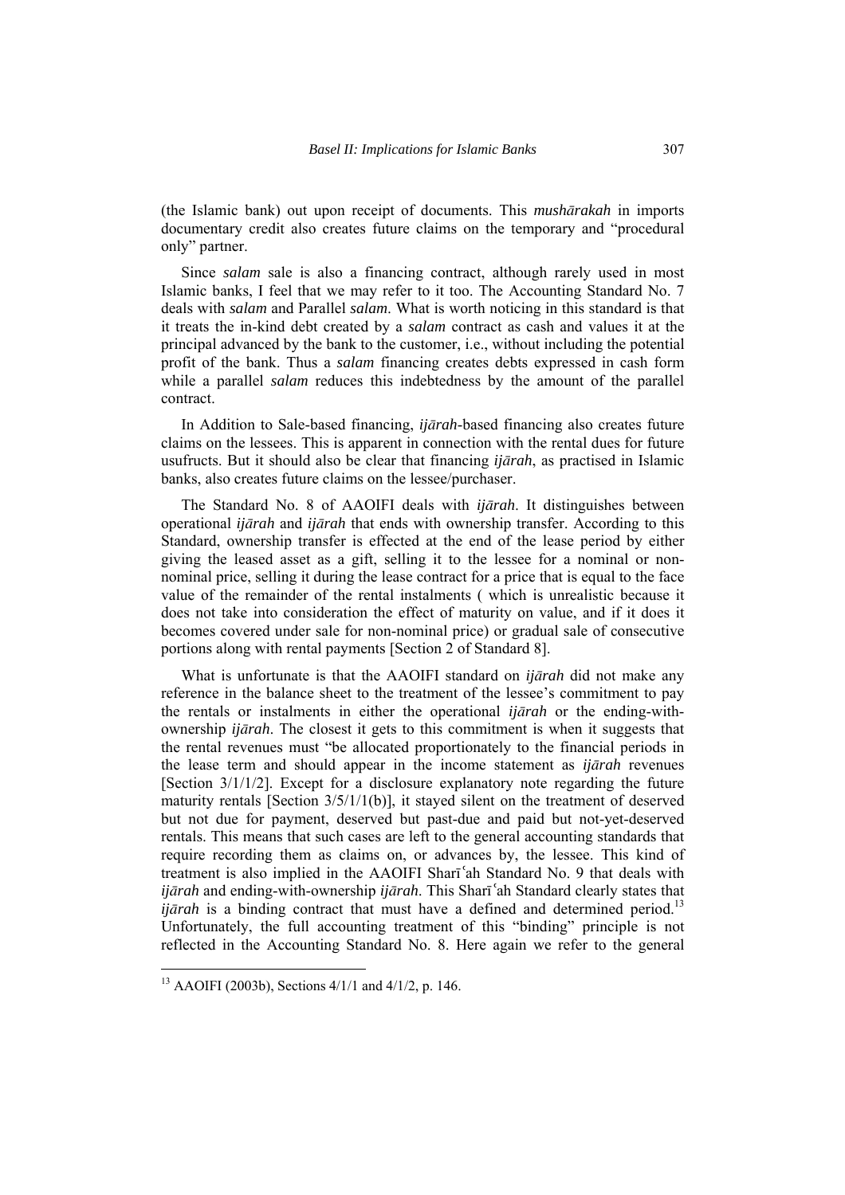(the Islamic bank) out upon receipt of documents. This *mushārakah* in imports documentary credit also creates future claims on the temporary and "procedural only" partner.

Since *salam* sale is also a financing contract, although rarely used in most Islamic banks, I feel that we may refer to it too. The Accounting Standard No. 7 deals with *salam* and Parallel *salam*. What is worth noticing in this standard is that it treats the in-kind debt created by a *salam* contract as cash and values it at the principal advanced by the bank to the customer, i.e., without including the potential profit of the bank. Thus a *salam* financing creates debts expressed in cash form while a parallel *salam* reduces this indebtedness by the amount of the parallel contract.

In Addition to Sale-based financing, *ijārah*-based financing also creates future claims on the lessees. This is apparent in connection with the rental dues for future usufructs. But it should also be clear that financing *ijārah*, as practised in Islamic banks, also creates future claims on the lessee/purchaser.

The Standard No. 8 of AAOIFI deals with *ijārah*. It distinguishes between operational *ijārah* and *ijārah* that ends with ownership transfer. According to this Standard, ownership transfer is effected at the end of the lease period by either giving the leased asset as a gift, selling it to the lessee for a nominal or non-nominal price, selling it during the lease contract for a price that is equal to the face value of the remainder of the rental instalments ( which is unrealistic because it does not take into consideration the effect of maturity on value, and if it does it becomes covered under sale for non-nominal price) or gradual sale of consecutive portions along with rental payments [Section 2 of Standard 8].

What is unfortunate is that the AAOIFI standard on *ijārah* did not make any reference in the balance sheet to the treatment of the lessee's commitment to pay the rentals or instalments in either the operational *ijārah* or the ending-with-ownership *ijārah*. The closest it gets to this commitment is when it suggests that the rental revenues must "be allocated proportionately to the financial periods in the lease term and should appear in the income statement as *ijārah* revenues [Section 3/1/1/2]. Except for a disclosure explanatory note regarding the future maturity rentals [Section 3/5/1/1(b)], it stayed silent on the treatment of deserved but not due for payment, deserved but past-due and paid but not-yet-deserved rentals. This means that such cases are left to the general accounting standards that require recording them as claims on, or advances by, the lessee. This kind of treatment is also implied in the AAOIFI Sharīʿah Standard No. 9 that deals with *ijārah* and ending-with-ownership *ijārah*. This Sharīʿah Standard clearly states that *ijārah* is a binding contract that must have a defined and determined period.[13] Unfortunately, the full accounting treatment of this "binding" principle is not reflected in the Accounting Standard No. 8. Here again we refer to the general

---

[13] AAOIFI (2003b), Sections 4/1/1 and 4/1/2, p. 146.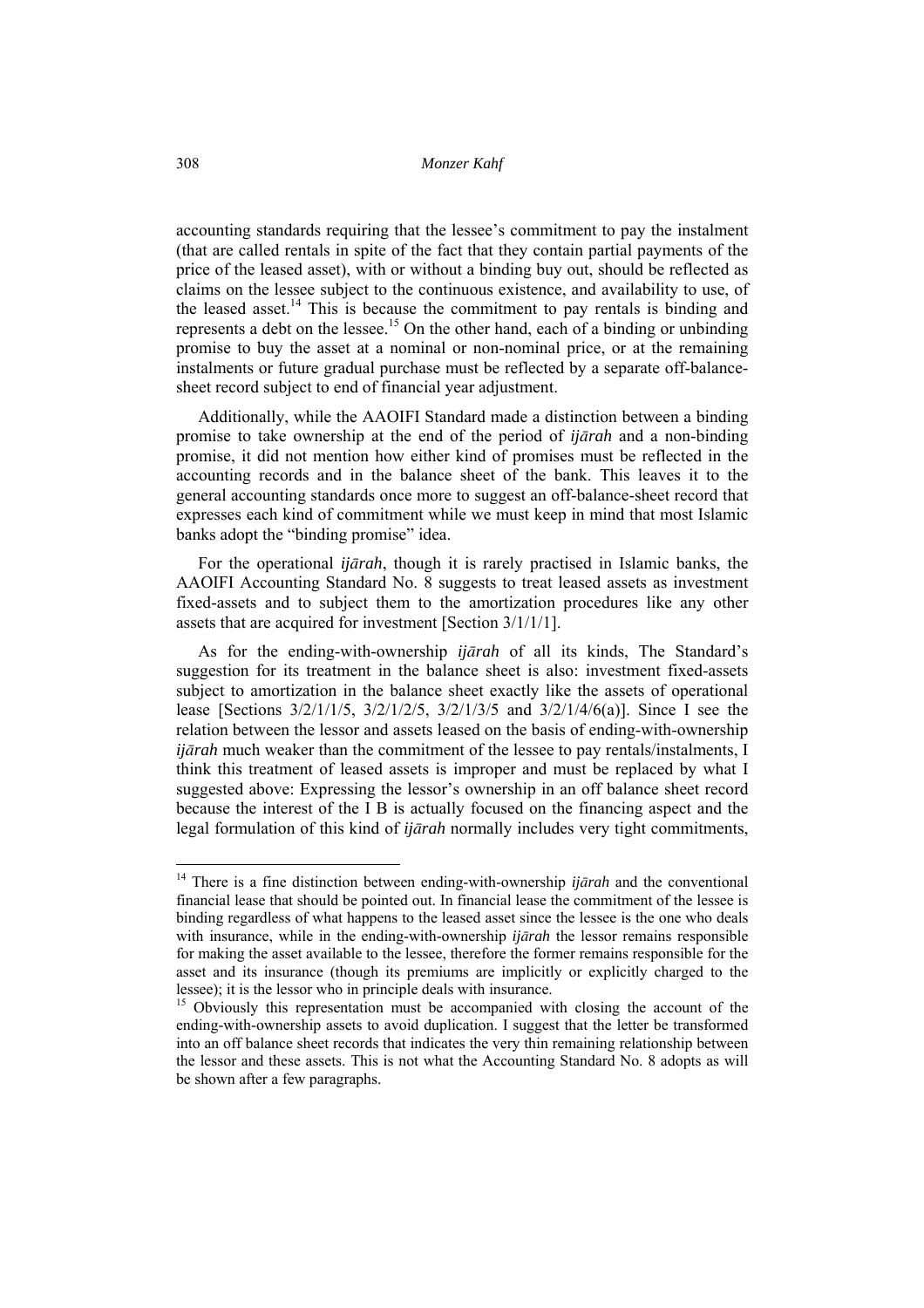accounting standards requiring that the lessee's commitment to pay the instalment (that are called rentals in spite of the fact that they contain partial payments of the price of the leased asset), with or without a binding buy out, should be reflected as claims on the lessee subject to the continuous existence, and availability to use, of the leased asset.[14] This is because the commitment to pay rentals is binding and represents a debt on the lessee.[15] On the other hand, each of a binding or unbinding promise to buy the asset at a nominal or non-nominal price, or at the remaining instalments or future gradual purchase must be reflected by a separate off-balance-sheet record subject to end of financial year adjustment.

Additionally, while the AAOIFI Standard made a distinction between a binding promise to take ownership at the end of the period of *ijārah* and a non-binding promise, it did not mention how either kind of promises must be reflected in the accounting records and in the balance sheet of the bank. This leaves it to the general accounting standards once more to suggest an off-balance-sheet record that expresses each kind of commitment while we must keep in mind that most Islamic banks adopt the "binding promise" idea.

For the operational *ijārah*, though it is rarely practised in Islamic banks, the AAOIFI Accounting Standard No. 8 suggests to treat leased assets as investment fixed-assets and to subject them to the amortization procedures like any other assets that are acquired for investment [Section 3/1/1/1].

As for the ending-with-ownership *ijārah* of all its kinds, The Standard's suggestion for its treatment in the balance sheet is also: investment fixed-assets subject to amortization in the balance sheet exactly like the assets of operational lease [Sections 3/2/1/1/5, 3/2/1/2/5, 3/2/1/3/5 and 3/2/1/4/6(a)]. Since I see the relation between the lessor and assets leased on the basis of ending-with-ownership *ijārah* much weaker than the commitment of the lessee to pay rentals/instalments, I think this treatment of leased assets is improper and must be replaced by what I suggested above: Expressing the lessor's ownership in an off balance sheet record because the interest of the I B is actually focused on the financing aspect and the legal formulation of this kind of *ijārah* normally includes very tight commitments,

---

[14] There is a fine distinction between ending-with-ownership *ijārah* and the conventional financial lease that should be pointed out. In financial lease the commitment of the lessee is binding regardless of what happens to the leased asset since the lessee is the one who deals with insurance, while in the ending-with-ownership *ijārah* the lessor remains responsible for making the asset available to the lessee, therefore the former remains responsible for the asset and its insurance (though its premiums are implicitly or explicitly charged to the lessee); it is the lessor who in principle deals with insurance.

[15] Obviously this representation must be accompanied with closing the account of the ending-with-ownership assets to avoid duplication. I suggest that the letter be transformed into an off balance sheet records that indicates the very thin remaining relationship between the lessor and these assets. This is not what the Accounting Standard No. 8 adopts as will be shown after a few paragraphs.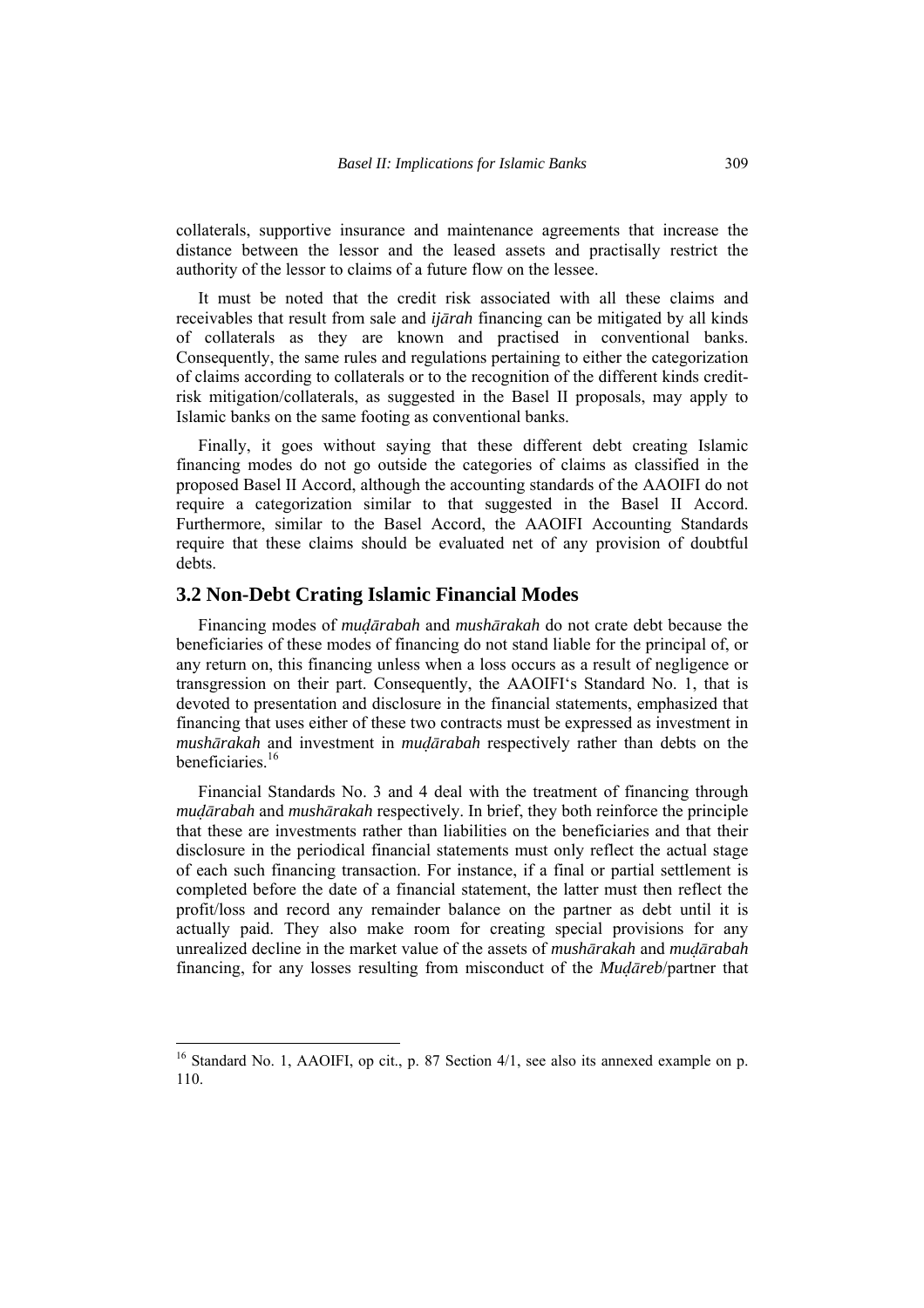collaterals, supportive insurance and maintenance agreements that increase the distance between the lessor and the leased assets and practisally restrict the authority of the lessor to claims of a future flow on the lessee.

It must be noted that the credit risk associated with all these claims and receivables that result from sale and *ijārah* financing can be mitigated by all kinds of collaterals as they are known and practised in conventional banks. Consequently, the same rules and regulations pertaining to either the categorization of claims according to collaterals or to the recognition of the different kinds credit-risk mitigation/collaterals, as suggested in the Basel II proposals, may apply to Islamic banks on the same footing as conventional banks.

Finally, it goes without saying that these different debt creating Islamic financing modes do not go outside the categories of claims as classified in the proposed Basel II Accord, although the accounting standards of the AAOIFI do not require a categorization similar to that suggested in the Basel II Accord. Furthermore, similar to the Basel Accord, the AAOIFI Accounting Standards require that these claims should be evaluated net of any provision of doubtful debts.

## 3.2 Non-Debt Crating Islamic Financial Modes

Financing modes of *muḍārabah* and *mushārakah* do not crate debt because the beneficiaries of these modes of financing do not stand liable for the principal of, or any return on, this financing unless when a loss occurs as a result of negligence or transgression on their part. Consequently, the AAOIFI's Standard No. 1, that is devoted to presentation and disclosure in the financial statements, emphasized that financing that uses either of these two contracts must be expressed as investment in *mushārakah* and investment in *muḍārabah* respectively rather than debts on the beneficiaries.[16]

Financial Standards No. 3 and 4 deal with the treatment of financing through *muḍārabah* and *mushārakah* respectively. In brief, they both reinforce the principle that these are investments rather than liabilities on the beneficiaries and that their disclosure in the periodical financial statements must only reflect the actual stage of each such financing transaction. For instance, if a final or partial settlement is completed before the date of a financial statement, the latter must then reflect the profit/loss and record any remainder balance on the partner as debt until it is actually paid. They also make room for creating special provisions for any unrealized decline in the market value of the assets of *mushārakah* and *muḍārabah* financing, for any losses resulting from misconduct of the *Muḍāreb*/partner that

[16] Standard No. 1, AAOIFI, op cit., p. 87 Section 4/1, see also its annexed example on p. 110.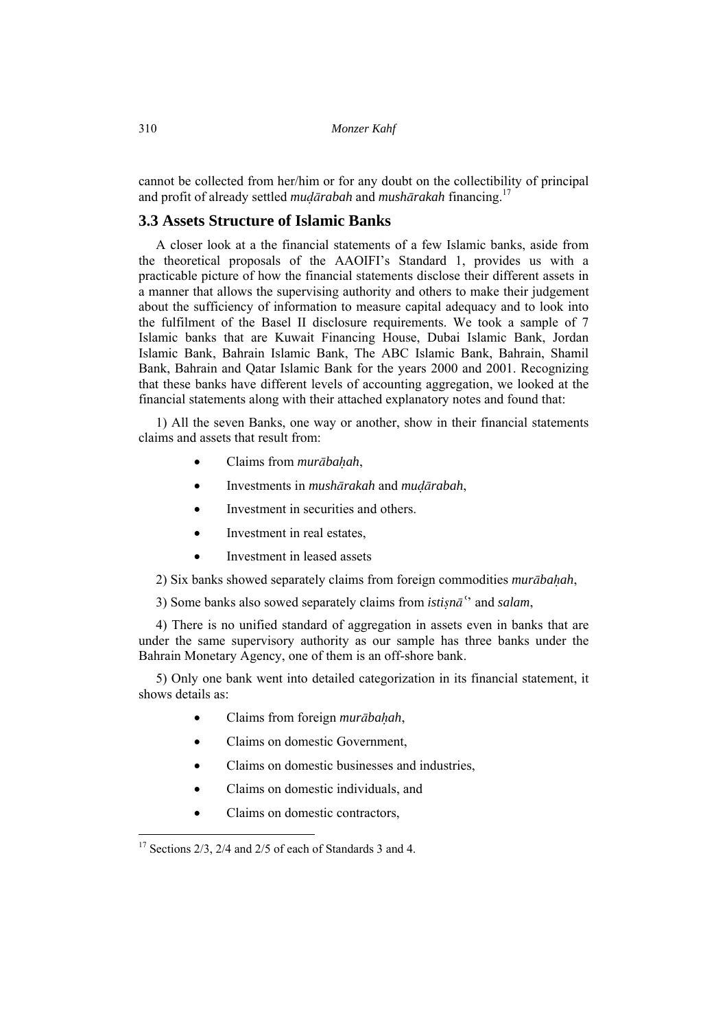cannot be collected from her/him or for any doubt on the collectibility of principal and profit of already settled *muḍārabah* and *mushārakah* financing.[17]

## 3.3 Assets Structure of Islamic Banks

A closer look at a the financial statements of a few Islamic banks, aside from the theoretical proposals of the AAOIFI's Standard 1, provides us with a practicable picture of how the financial statements disclose their different assets in a manner that allows the supervising authority and others to make their judgement about the sufficiency of information to measure capital adequacy and to look into the fulfilment of the Basel II disclosure requirements. We took a sample of 7 Islamic banks that are Kuwait Financing House, Dubai Islamic Bank, Jordan Islamic Bank, Bahrain Islamic Bank, The ABC Islamic Bank, Bahrain, Shamil Bank, Bahrain and Qatar Islamic Bank for the years 2000 and 2001. Recognizing that these banks have different levels of accounting aggregation, we looked at the financial statements along with their attached explanatory notes and found that:

1) All the seven Banks, one way or another, show in their financial statements claims and assets that result from:

- Claims from *murābaḥah*,
- Investments in *mushārakah* and *muḍārabah*,
- Investment in securities and others.
- Investment in real estates,
- Investment in leased assets

2) Six banks showed separately claims from foreign commodities *murābaḥah*,

3) Some banks also sowed separately claims from *istiṣnā*ʿ and *salam*,

4) There is no unified standard of aggregation in assets even in banks that are under the same supervisory authority as our sample has three banks under the Bahrain Monetary Agency, one of them is an off-shore bank.

5) Only one bank went into detailed categorization in its financial statement, it shows details as:

- Claims from foreign *murābaḥah*,
- Claims on domestic Government,
- Claims on domestic businesses and industries,
- Claims on domestic individuals, and
- Claims on domestic contractors,

[17] Sections 2/3, 2/4 and 2/5 of each of Standards 3 and 4.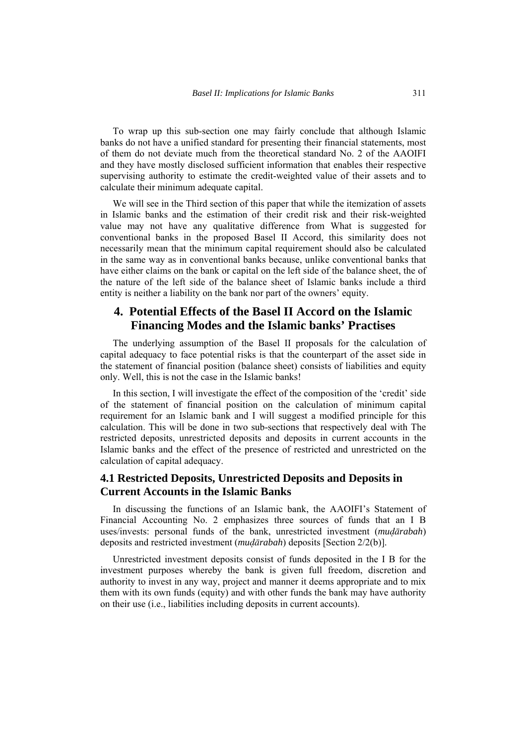To wrap up this sub-section one may fairly conclude that although Islamic banks do not have a unified standard for presenting their financial statements, most of them do not deviate much from the theoretical standard No. 2 of the AAOIFI and they have mostly disclosed sufficient information that enables their respective supervising authority to estimate the credit-weighted value of their assets and to calculate their minimum adequate capital.

We will see in the Third section of this paper that while the itemization of assets in Islamic banks and the estimation of their credit risk and their risk-weighted value may not have any qualitative difference from What is suggested for conventional banks in the proposed Basel II Accord, this similarity does not necessarily mean that the minimum capital requirement should also be calculated in the same way as in conventional banks because, unlike conventional banks that have either claims on the bank or capital on the left side of the balance sheet, the of the nature of the left side of the balance sheet of Islamic banks include a third entity is neither a liability on the bank nor part of the owners' equity.

## 4. Potential Effects of the Basel II Accord on the Islamic Financing Modes and the Islamic banks' Practises

The underlying assumption of the Basel II proposals for the calculation of capital adequacy to face potential risks is that the counterpart of the asset side in the statement of financial position (balance sheet) consists of liabilities and equity only. Well, this is not the case in the Islamic banks!

In this section, I will investigate the effect of the composition of the 'credit' side of the statement of financial position on the calculation of minimum capital requirement for an Islamic bank and I will suggest a modified principle for this calculation. This will be done in two sub-sections that respectively deal with The restricted deposits, unrestricted deposits and deposits in current accounts in the Islamic banks and the effect of the presence of restricted and unrestricted on the calculation of capital adequacy.

### 4.1 Restricted Deposits, Unrestricted Deposits and Deposits in Current Accounts in the Islamic Banks

In discussing the functions of an Islamic bank, the AAOIFI's Statement of Financial Accounting No. 2 emphasizes three sources of funds that an I B uses/invests: personal funds of the bank, unrestricted investment (*muḍārabah*) deposits and restricted investment (*muḍārabah*) deposits [Section 2/2(b)].

Unrestricted investment deposits consist of funds deposited in the I B for the investment purposes whereby the bank is given full freedom, discretion and authority to invest in any way, project and manner it deems appropriate and to mix them with its own funds (equity) and with other funds the bank may have authority on their use (i.e., liabilities including deposits in current accounts).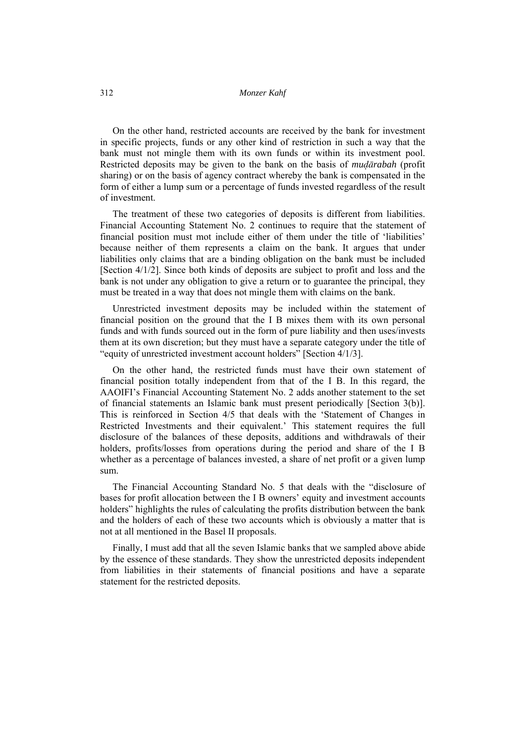On the other hand, restricted accounts are received by the bank for investment in specific projects, funds or any other kind of restriction in such a way that the bank must not mingle them with its own funds or within its investment pool. Restricted deposits may be given to the bank on the basis of *muḍārabah* (profit sharing) or on the basis of agency contract whereby the bank is compensated in the form of either a lump sum or a percentage of funds invested regardless of the result of investment.

The treatment of these two categories of deposits is different from liabilities. Financial Accounting Statement No. 2 continues to require that the statement of financial position must mot include either of them under the title of 'liabilities' because neither of them represents a claim on the bank. It argues that under liabilities only claims that are a binding obligation on the bank must be included [Section 4/1/2]. Since both kinds of deposits are subject to profit and loss and the bank is not under any obligation to give a return or to guarantee the principal, they must be treated in a way that does not mingle them with claims on the bank.

Unrestricted investment deposits may be included within the statement of financial position on the ground that the I B mixes them with its own personal funds and with funds sourced out in the form of pure liability and then uses/invests them at its own discretion; but they must have a separate category under the title of "equity of unrestricted investment account holders" [Section 4/1/3].

On the other hand, the restricted funds must have their own statement of financial position totally independent from that of the I B. In this regard, the AAOIFI's Financial Accounting Statement No. 2 adds another statement to the set of financial statements an Islamic bank must present periodically [Section 3(b)]. This is reinforced in Section 4/5 that deals with the 'Statement of Changes in Restricted Investments and their equivalent.' This statement requires the full disclosure of the balances of these deposits, additions and withdrawals of their holders, profits/losses from operations during the period and share of the I B whether as a percentage of balances invested, a share of net profit or a given lump sum.

The Financial Accounting Standard No. 5 that deals with the "disclosure of bases for profit allocation between the I B owners' equity and investment accounts holders" highlights the rules of calculating the profits distribution between the bank and the holders of each of these two accounts which is obviously a matter that is not at all mentioned in the Basel II proposals.

Finally, I must add that all the seven Islamic banks that we sampled above abide by the essence of these standards. They show the unrestricted deposits independent from liabilities in their statements of financial positions and have a separate statement for the restricted deposits.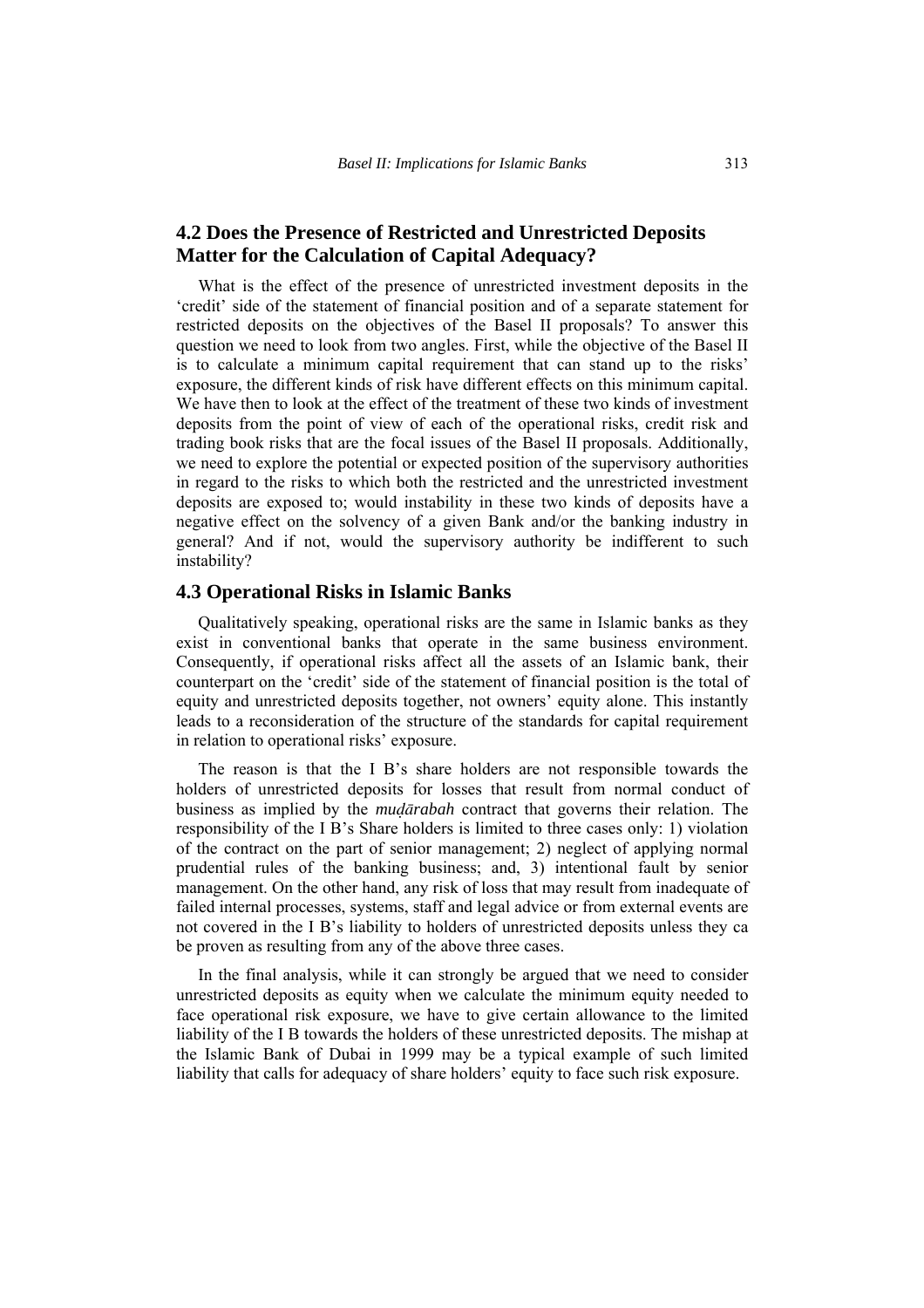## 4.2 Does the Presence of Restricted and Unrestricted Deposits Matter for the Calculation of Capital Adequacy?

What is the effect of the presence of unrestricted investment deposits in the 'credit' side of the statement of financial position and of a separate statement for restricted deposits on the objectives of the Basel II proposals? To answer this question we need to look from two angles. First, while the objective of the Basel II is to calculate a minimum capital requirement that can stand up to the risks' exposure, the different kinds of risk have different effects on this minimum capital. We have then to look at the effect of the treatment of these two kinds of investment deposits from the point of view of each of the operational risks, credit risk and trading book risks that are the focal issues of the Basel II proposals. Additionally, we need to explore the potential or expected position of the supervisory authorities in regard to the risks to which both the restricted and the unrestricted investment deposits are exposed to; would instability in these two kinds of deposits have a negative effect on the solvency of a given Bank and/or the banking industry in general? And if not, would the supervisory authority be indifferent to such instability?

## 4.3 Operational Risks in Islamic Banks

Qualitatively speaking, operational risks are the same in Islamic banks as they exist in conventional banks that operate in the same business environment. Consequently, if operational risks affect all the assets of an Islamic bank, their counterpart on the 'credit' side of the statement of financial position is the total of equity and unrestricted deposits together, not owners' equity alone. This instantly leads to a reconsideration of the structure of the standards for capital requirement in relation to operational risks' exposure.

The reason is that the I B's share holders are not responsible towards the holders of unrestricted deposits for losses that result from normal conduct of business as implied by the *muḍārabah* contract that governs their relation. The responsibility of the I B's Share holders is limited to three cases only: 1) violation of the contract on the part of senior management; 2) neglect of applying normal prudential rules of the banking business; and, 3) intentional fault by senior management. On the other hand, any risk of loss that may result from inadequate of failed internal processes, systems, staff and legal advice or from external events are not covered in the I B's liability to holders of unrestricted deposits unless they ca be proven as resulting from any of the above three cases.

In the final analysis, while it can strongly be argued that we need to consider unrestricted deposits as equity when we calculate the minimum equity needed to face operational risk exposure, we have to give certain allowance to the limited liability of the I B towards the holders of these unrestricted deposits. The mishap at the Islamic Bank of Dubai in 1999 may be a typical example of such limited liability that calls for adequacy of share holders' equity to face such risk exposure.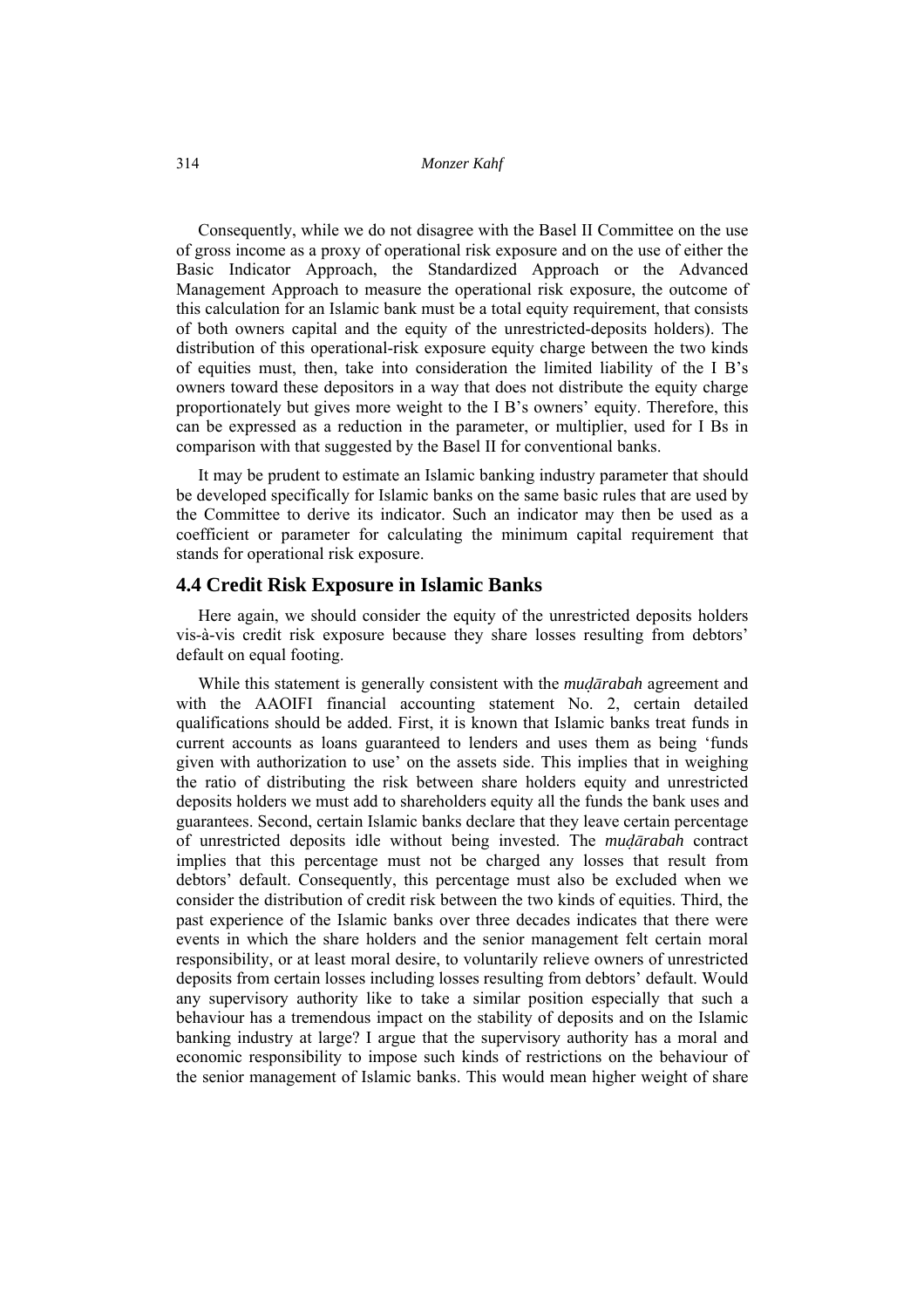Consequently, while we do not disagree with the Basel II Committee on the use of gross income as a proxy of operational risk exposure and on the use of either the Basic Indicator Approach, the Standardized Approach or the Advanced Management Approach to measure the operational risk exposure, the outcome of this calculation for an Islamic bank must be a total equity requirement, that consists of both owners capital and the equity of the unrestricted-deposits holders). The distribution of this operational-risk exposure equity charge between the two kinds of equities must, then, take into consideration the limited liability of the I B's owners toward these depositors in a way that does not distribute the equity charge proportionately but gives more weight to the I B's owners' equity. Therefore, this can be expressed as a reduction in the parameter, or multiplier, used for I Bs in comparison with that suggested by the Basel II for conventional banks.

It may be prudent to estimate an Islamic banking industry parameter that should be developed specifically for Islamic banks on the same basic rules that are used by the Committee to derive its indicator. Such an indicator may then be used as a coefficient or parameter for calculating the minimum capital requirement that stands for operational risk exposure.

## 4.4 Credit Risk Exposure in Islamic Banks

Here again, we should consider the equity of the unrestricted deposits holders vis-à-vis credit risk exposure because they share losses resulting from debtors' default on equal footing.

While this statement is generally consistent with the *muḍārabah* agreement and with the AAOIFI financial accounting statement No. 2, certain detailed qualifications should be added. First, it is known that Islamic banks treat funds in current accounts as loans guaranteed to lenders and uses them as being 'funds given with authorization to use' on the assets side. This implies that in weighing the ratio of distributing the risk between share holders equity and unrestricted deposits holders we must add to shareholders equity all the funds the bank uses and guarantees. Second, certain Islamic banks declare that they leave certain percentage of unrestricted deposits idle without being invested. The *muḍārabah* contract implies that this percentage must not be charged any losses that result from debtors' default. Consequently, this percentage must also be excluded when we consider the distribution of credit risk between the two kinds of equities. Third, the past experience of the Islamic banks over three decades indicates that there were events in which the share holders and the senior management felt certain moral responsibility, or at least moral desire, to voluntarily relieve owners of unrestricted deposits from certain losses including losses resulting from debtors' default. Would any supervisory authority like to take a similar position especially that such a behaviour has a tremendous impact on the stability of deposits and on the Islamic banking industry at large? I argue that the supervisory authority has a moral and economic responsibility to impose such kinds of restrictions on the behaviour of the senior management of Islamic banks. This would mean higher weight of share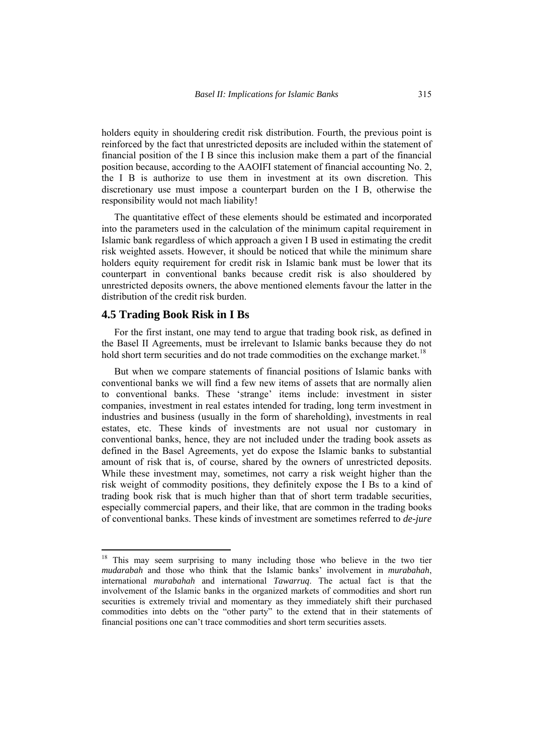holders equity in shouldering credit risk distribution. Fourth, the previous point is reinforced by the fact that unrestricted deposits are included within the statement of financial position of the I B since this inclusion make them a part of the financial position because, according to the AAOIFI statement of financial accounting No. 2, the I B is authorize to use them in investment at its own discretion. This discretionary use must impose a counterpart burden on the I B, otherwise the responsibility would not mach liability!

The quantitative effect of these elements should be estimated and incorporated into the parameters used in the calculation of the minimum capital requirement in Islamic bank regardless of which approach a given I B used in estimating the credit risk weighted assets. However, it should be noticed that while the minimum share holders equity requirement for credit risk in Islamic bank must be lower that its counterpart in conventional banks because credit risk is also shouldered by unrestricted deposits owners, the above mentioned elements favour the latter in the distribution of the credit risk burden.

### 4.5 Trading Book Risk in I Bs

For the first instant, one may tend to argue that trading book risk, as defined in the Basel II Agreements, must be irrelevant to Islamic banks because they do not hold short term securities and do not trade commodities on the exchange market.[18]

But when we compare statements of financial positions of Islamic banks with conventional banks we will find a few new items of assets that are normally alien to conventional banks. These 'strange' items include: investment in sister companies, investment in real estates intended for trading, long term investment in industries and business (usually in the form of shareholding), investments in real estates, etc. These kinds of investments are not usual nor customary in conventional banks, hence, they are not included under the trading book assets as defined in the Basel Agreements, yet do expose the Islamic banks to substantial amount of risk that is, of course, shared by the owners of unrestricted deposits. While these investment may, sometimes, not carry a risk weight higher than the risk weight of commodity positions, they definitely expose the I Bs to a kind of trading book risk that is much higher than that of short term tradable securities, especially commercial papers, and their like, that are common in the trading books of conventional banks. These kinds of investment are sometimes referred to *de-jure*

---

[18] This may seem surprising to many including those who believe in the two tier *mudarabah* and those who think that the Islamic banks' involvement in *murabahah*, international *murabahah* and international *Tawarruq*. The actual fact is that the involvement of the Islamic banks in the organized markets of commodities and short run securities is extremely trivial and momentary as they immediately shift their purchased commodities into debts on the "other party" to the extend that in their statements of financial positions one can't trace commodities and short term securities assets.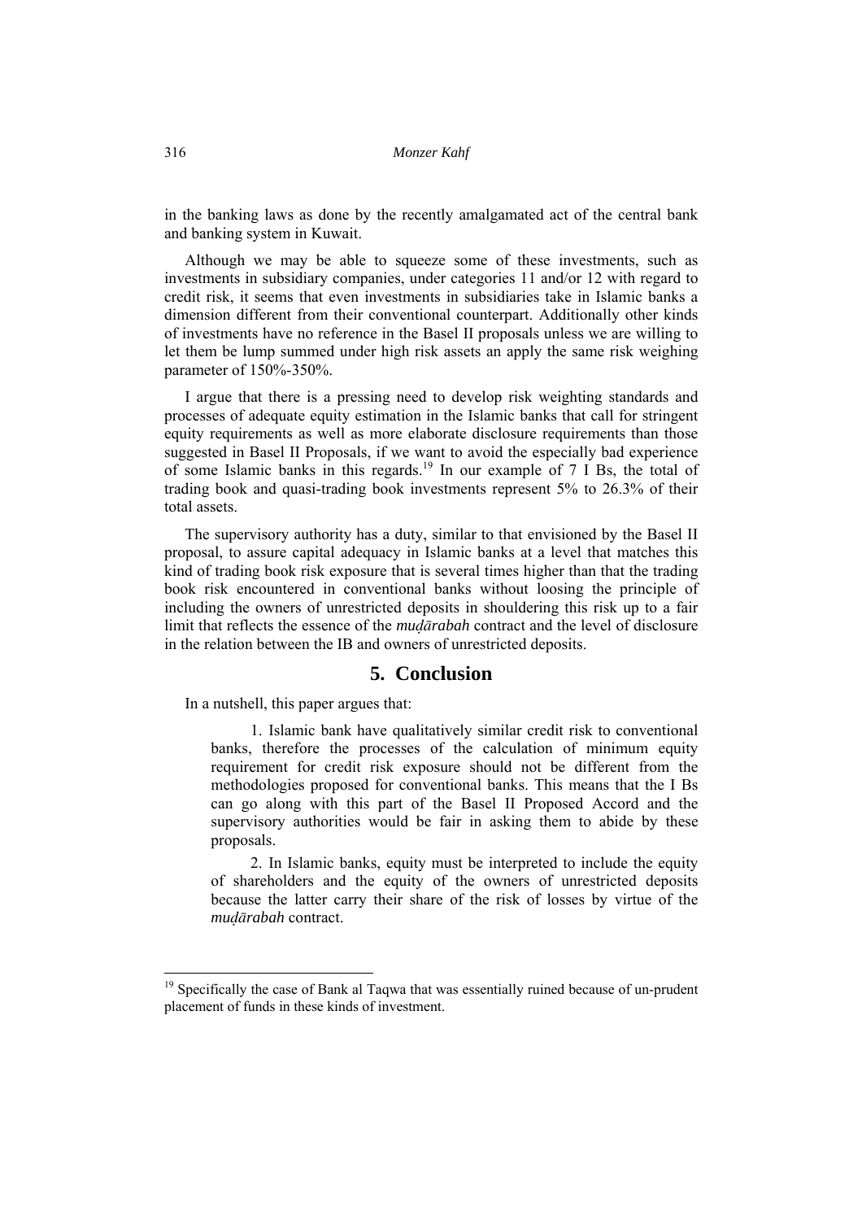in the banking laws as done by the recently amalgamated act of the central bank and banking system in Kuwait.

Although we may be able to squeeze some of these investments, such as investments in subsidiary companies, under categories 11 and/or 12 with regard to credit risk, it seems that even investments in subsidiaries take in Islamic banks a dimension different from their conventional counterpart. Additionally other kinds of investments have no reference in the Basel II proposals unless we are willing to let them be lump summed under high risk assets an apply the same risk weighing parameter of 150%-350%.

I argue that there is a pressing need to develop risk weighting standards and processes of adequate equity estimation in the Islamic banks that call for stringent equity requirements as well as more elaborate disclosure requirements than those suggested in Basel II Proposals, if we want to avoid the especially bad experience of some Islamic banks in this regards.[19] In our example of 7 I Bs, the total of trading book and quasi-trading book investments represent 5% to 26.3% of their total assets.

The supervisory authority has a duty, similar to that envisioned by the Basel II proposal, to assure capital adequacy in Islamic banks at a level that matches this kind of trading book risk exposure that is several times higher than that the trading book risk encountered in conventional banks without loosing the principle of including the owners of unrestricted deposits in shouldering this risk up to a fair limit that reflects the essence of the *muḍārabah* contract and the level of disclosure in the relation between the IB and owners of unrestricted deposits.

## 5. Conclusion

In a nutshell, this paper argues that:

1. Islamic bank have qualitatively similar credit risk to conventional banks, therefore the processes of the calculation of minimum equity requirement for credit risk exposure should not be different from the methodologies proposed for conventional banks. This means that the I Bs can go along with this part of the Basel II Proposed Accord and the supervisory authorities would be fair in asking them to abide by these proposals.

2. In Islamic banks, equity must be interpreted to include the equity of shareholders and the equity of the owners of unrestricted deposits because the latter carry their share of the risk of losses by virtue of the *muḍārabah* contract.

[19] Specifically the case of Bank al Taqwa that was essentially ruined because of un-prudent placement of funds in these kinds of investment.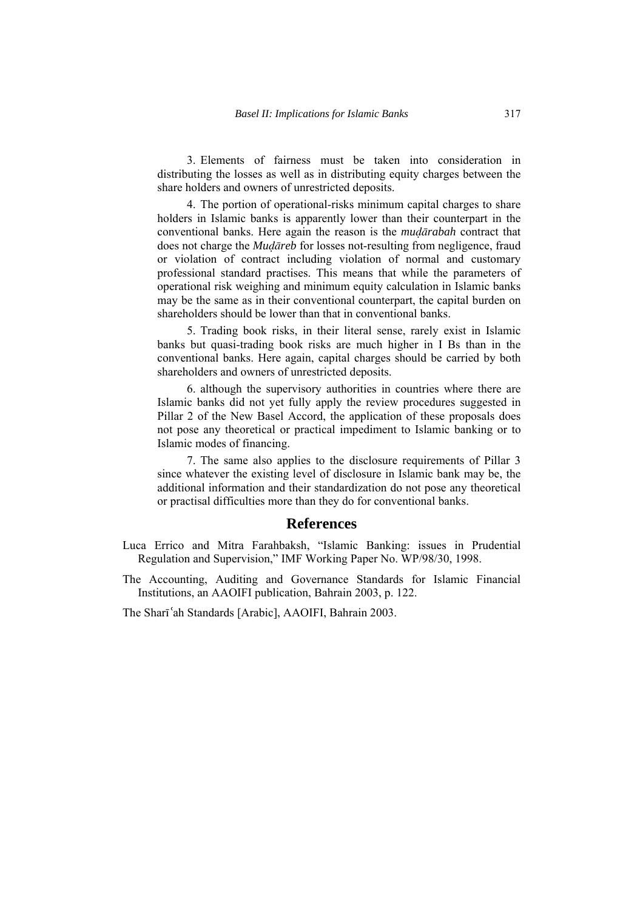3. Elements of fairness must be taken into consideration in distributing the losses as well as in distributing equity charges between the share holders and owners of unrestricted deposits.

4. The portion of operational-risks minimum capital charges to share holders in Islamic banks is apparently lower than their counterpart in the conventional banks. Here again the reason is the *muḍārabah* contract that does not charge the *Muḍāreb* for losses not-resulting from negligence, fraud or violation of contract including violation of normal and customary professional standard practises. This means that while the parameters of operational risk weighing and minimum equity calculation in Islamic banks may be the same as in their conventional counterpart, the capital burden on shareholders should be lower than that in conventional banks.

5. Trading book risks, in their literal sense, rarely exist in Islamic banks but quasi-trading book risks are much higher in I Bs than in the conventional banks. Here again, capital charges should be carried by both shareholders and owners of unrestricted deposits.

6. although the supervisory authorities in countries where there are Islamic banks did not yet fully apply the review procedures suggested in Pillar 2 of the New Basel Accord, the application of these proposals does not pose any theoretical or practical impediment to Islamic banking or to Islamic modes of financing.

7. The same also applies to the disclosure requirements of Pillar 3 since whatever the existing level of disclosure in Islamic bank may be, the additional information and their standardization do not pose any theoretical or practisal difficulties more than they do for conventional banks.

## References

Luca Errico and Mitra Farahbaksh, "Islamic Banking: issues in Prudential Regulation and Supervision," IMF Working Paper No. WP/98/30, 1998.

The Accounting, Auditing and Governance Standards for Islamic Financial Institutions, an AAOIFI publication, Bahrain 2003, p. 122.

The Sharīʿah Standards [Arabic], AAOIFI, Bahrain 2003.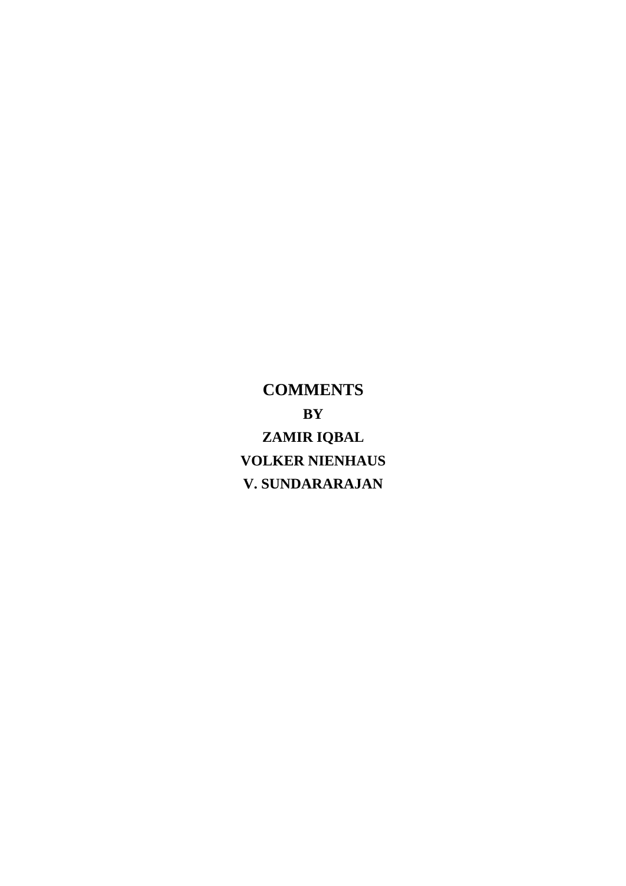# COMMENTS

**BY**

**ZAMIR IQBAL**

**VOLKER NIENHAUS**

**V. SUNDARARAJAN**